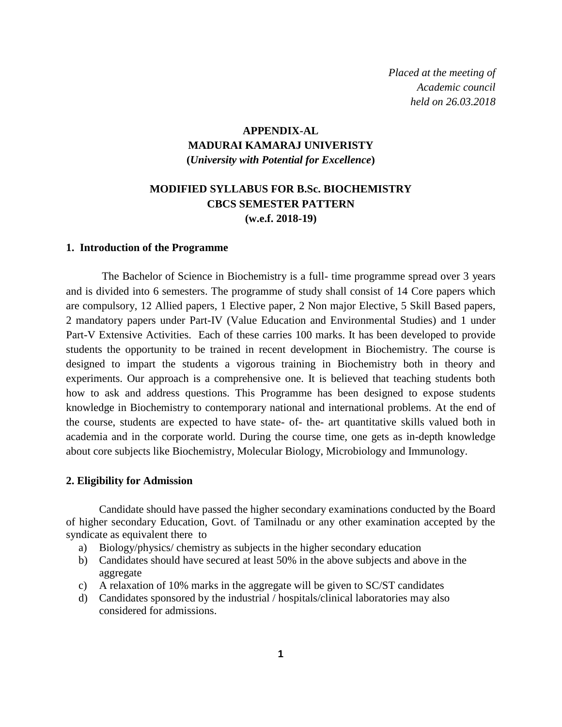*Placed at the meeting of*
*Academic council*
*held on 26.03.2018*

**APPENDIX-AL**
**MADURAI KAMARAJ UNIVERISTY**
**(*University with Potential for Excellence*)**

# MODIFIED SYLLABUS FOR B.Sc. BIOCHEMISTRY
## CBCS SEMESTER PATTERN
## (w.e.f. 2018-19)

### 1. Introduction of the Programme

The Bachelor of Science in Biochemistry is a full- time programme spread over 3 years and is divided into 6 semesters. The programme of study shall consist of 14 Core papers which are compulsory, 12 Allied papers, 1 Elective paper, 2 Non major Elective, 5 Skill Based papers, 2 mandatory papers under Part-IV (Value Education and Environmental Studies) and 1 under Part-V Extensive Activities. Each of these carries 100 marks. It has been developed to provide students the opportunity to be trained in recent development in Biochemistry. The course is designed to impart the students a vigorous training in Biochemistry both in theory and experiments. Our approach is a comprehensive one. It is believed that teaching students both how to ask and address questions. This Programme has been designed to expose students knowledge in Biochemistry to contemporary national and international problems. At the end of the course, students are expected to have state- of- the- art quantitative skills valued both in academia and in the corporate world. During the course time, one gets as in-depth knowledge about core subjects like Biochemistry, Molecular Biology, Microbiology and Immunology.

### 2. Eligibility for Admission

Candidate should have passed the higher secondary examinations conducted by the Board of higher secondary Education, Govt. of Tamilnadu or any other examination accepted by the syndicate as equivalent there to

a) Biology/physics/ chemistry as subjects in the higher secondary education
b) Candidates should have secured at least 50% in the above subjects and above in the aggregate
c) A relaxation of 10% marks in the aggregate will be given to SC/ST candidates
d) Candidates sponsored by the industrial / hospitals/clinical laboratories may also considered for admissions.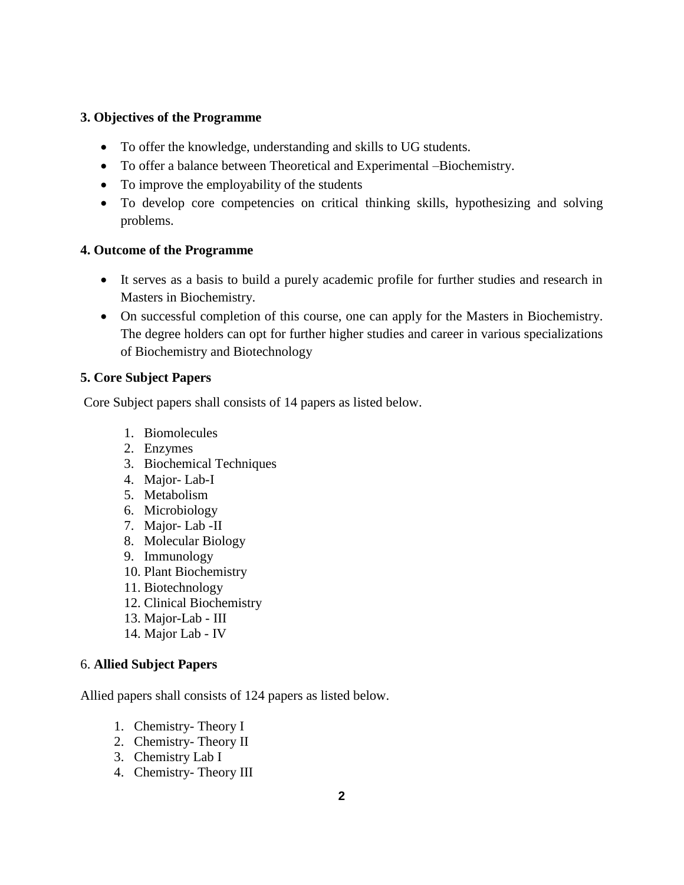### 3. Objectives of the Programme

- To offer the knowledge, understanding and skills to UG students.
- To offer a balance between Theoretical and Experimental –Biochemistry.
- To improve the employability of the students
- To develop core competencies on critical thinking skills, hypothesizing and solving problems.

### 4. Outcome of the Programme

- It serves as a basis to build a purely academic profile for further studies and research in Masters in Biochemistry.
- On successful completion of this course, one can apply for the Masters in Biochemistry. The degree holders can opt for further higher studies and career in various specializations of Biochemistry and Biotechnology

### 5. Core Subject Papers

Core Subject papers shall consists of 14 papers as listed below.

1. Biomolecules
2. Enzymes
3. Biochemical Techniques
4. Major- Lab-I
5. Metabolism
6. Microbiology
7. Major- Lab -II
8. Molecular Biology
9. Immunology
10. Plant Biochemistry
11. Biotechnology
12. Clinical Biochemistry
13. Major-Lab - III
14. Major Lab - IV

### 6. **Allied Subject Papers**

Allied papers shall consists of 124 papers as listed below.

1. Chemistry- Theory I
2. Chemistry- Theory II
3. Chemistry Lab I
4. Chemistry- Theory III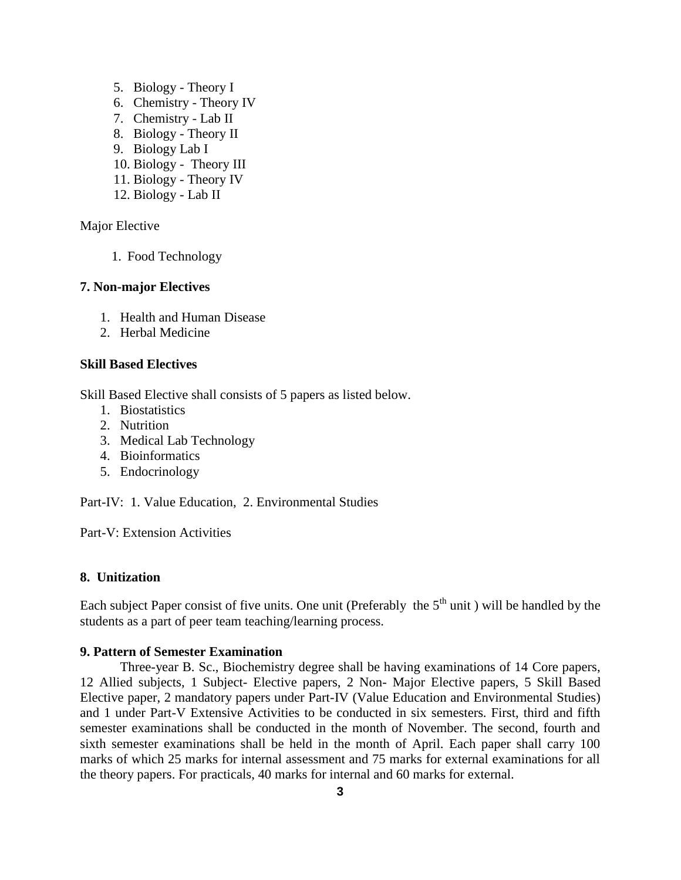5. Biology - Theory I
6. Chemistry - Theory IV
7. Chemistry - Lab II
8. Biology - Theory II
9. Biology Lab I
10. Biology - Theory III
11. Biology - Theory IV
12. Biology - Lab II

Major Elective

1. Food Technology

**7. Non-major Electives**

1. Health and Human Disease
2. Herbal Medicine

**Skill Based Electives**

Skill Based Elective shall consists of 5 papers as listed below.

1. Biostatistics
2. Nutrition
3. Medical Lab Technology
4. Bioinformatics
5. Endocrinology

Part-IV: 1. Value Education, 2. Environmental Studies

Part-V: Extension Activities

**8. Unitization**

Each subject Paper consist of five units. One unit (Preferably the 5th unit ) will be handled by the students as a part of peer team teaching/learning process.

**9. Pattern of Semester Examination**

Three-year B. Sc., Biochemistry degree shall be having examinations of 14 Core papers, 12 Allied subjects, 1 Subject- Elective papers, 2 Non- Major Elective papers, 5 Skill Based Elective paper, 2 mandatory papers under Part-IV (Value Education and Environmental Studies) and 1 under Part-V Extensive Activities to be conducted in six semesters. First, third and fifth semester examinations shall be conducted in the month of November. The second, fourth and sixth semester examinations shall be held in the month of April. Each paper shall carry 100 marks of which 25 marks for internal assessment and 75 marks for external examinations for all the theory papers. For practicals, 40 marks for internal and 60 marks for external.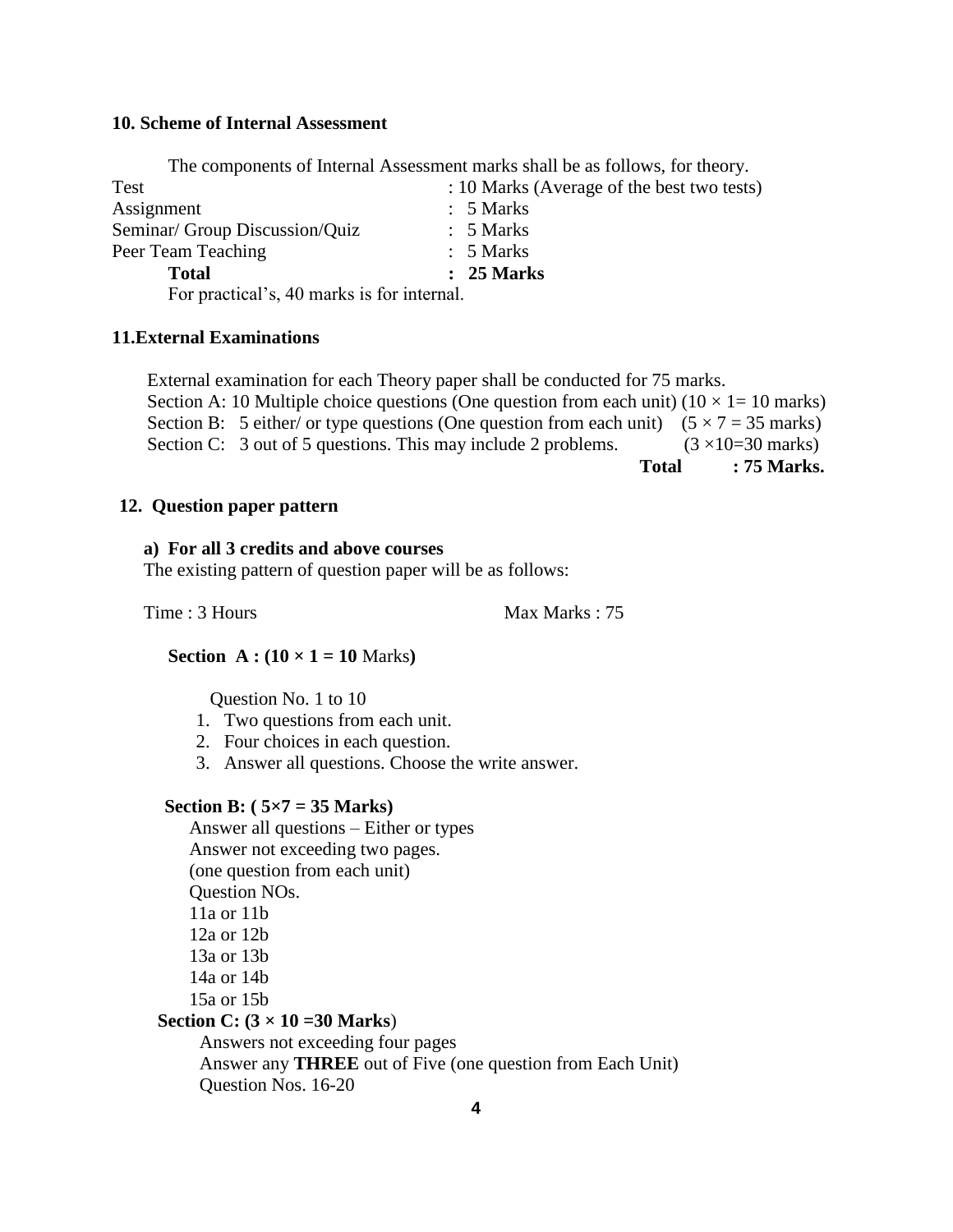### 10. Scheme of Internal Assessment

The components of Internal Assessment marks shall be as follows, for theory.

| | |
|---|---|
| Test | : 10 Marks (Average of the best two tests) |
| Assignment | : 5 Marks |
| Seminar/ Group Discussion/Quiz | : 5 Marks |
| Peer Team Teaching | : 5 Marks |
| **Total** | **: 25 Marks** |

For practical's, 40 marks is for internal.

### 11.External Examinations

External examination for each Theory paper shall be conducted for 75 marks.

Section A: 10 Multiple choice questions (One question from each unit) ($10 \times 1 = 10$ marks)

Section B: 5 either/ or type questions (One question from each unit) ($5 \times 7 = 35$ marks)

Section C: 3 out of 5 questions. This may include 2 problems. ($3 \times 10 = 30$ marks)

**Total : 75 Marks.**

### 12. Question paper pattern

**a) For all 3 credits and above courses**

The existing pattern of question paper will be as follows:

Time : 3 Hours Max Marks : 75

**Section A : ($10 \times 1 = 10$** Marks**)**

Question No. 1 to 10

1. Two questions from each unit.
2. Four choices in each question.
3. Answer all questions. Choose the write answer.

**Section B: ( $5 \times 7 = 35$ Marks)**

Answer all questions – Either or types
Answer not exceeding two pages.
(one question from each unit)
Question NOs.
11a or 11b
12a or 12b
13a or 13b
14a or 14b
15a or 15b

**Section C: ($3 \times 10 = 30$ Marks**)

Answers not exceeding four pages
Answer any **THREE** out of Five (one question from Each Unit)
Question Nos. 16-20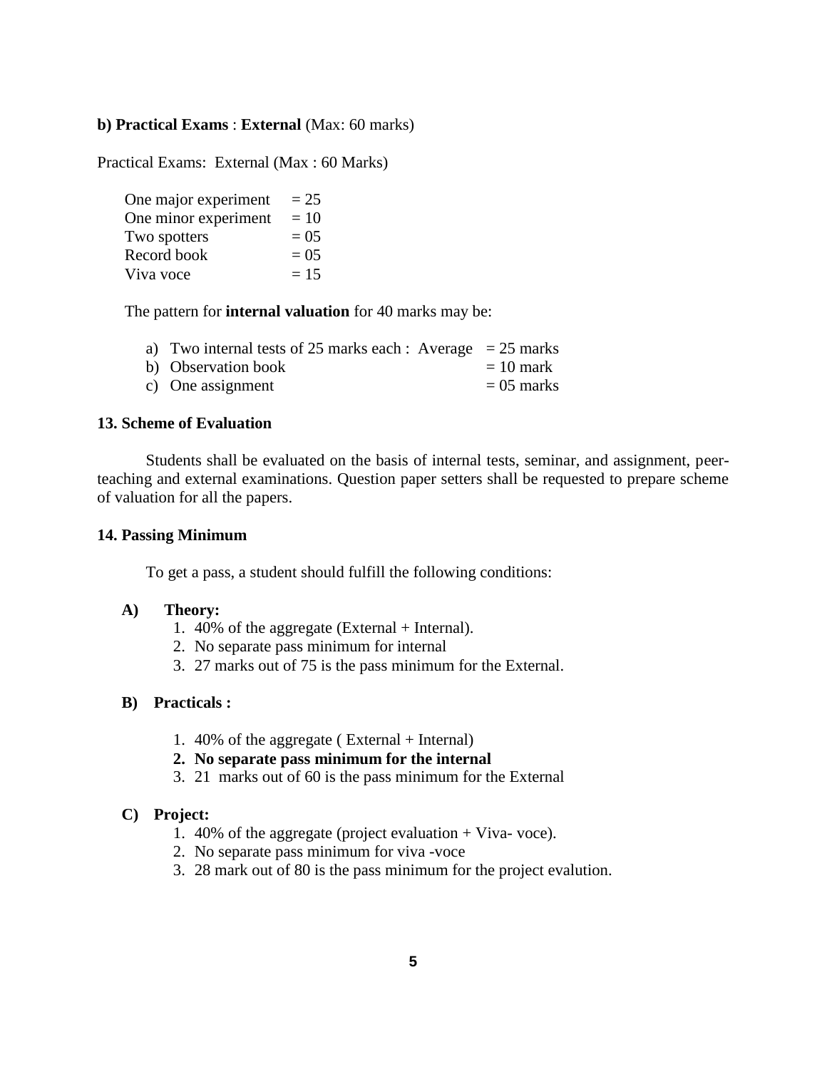**b) Practical Exams** : **External** (Max: 60 marks)

Practical Exams: External (Max : 60 Marks)

| | |
|---|---|
| One major experiment | = 25 |
| One minor experiment | = 10 |
| Two spotters | = 05 |
| Record book | = 05 |
| Viva voce | = 15 |

The pattern for **internal valuation** for 40 marks may be:

a) Two internal tests of 25 marks each : Average = 25 marks
b) Observation book = 10 mark
c) One assignment = 05 marks

**13. Scheme of Evaluation**

Students shall be evaluated on the basis of internal tests, seminar, and assignment, peer-teaching and external examinations. Question paper setters shall be requested to prepare scheme of valuation for all the papers.

**14. Passing Minimum**

To get a pass, a student should fulfill the following conditions:

**A) Theory:**

1. 40% of the aggregate (External + Internal).
2. No separate pass minimum for internal
3. 27 marks out of 75 is the pass minimum for the External.

**B) Practicals :**

1. 40% of the aggregate ( External + Internal)
2. **No separate pass minimum for the internal**
3. 21 marks out of 60 is the pass minimum for the External

**C) Project:**

1. 40% of the aggregate (project evaluation + Viva- voce).
2. No separate pass minimum for viva -voce
3. 28 mark out of 80 is the pass minimum for the project evalution.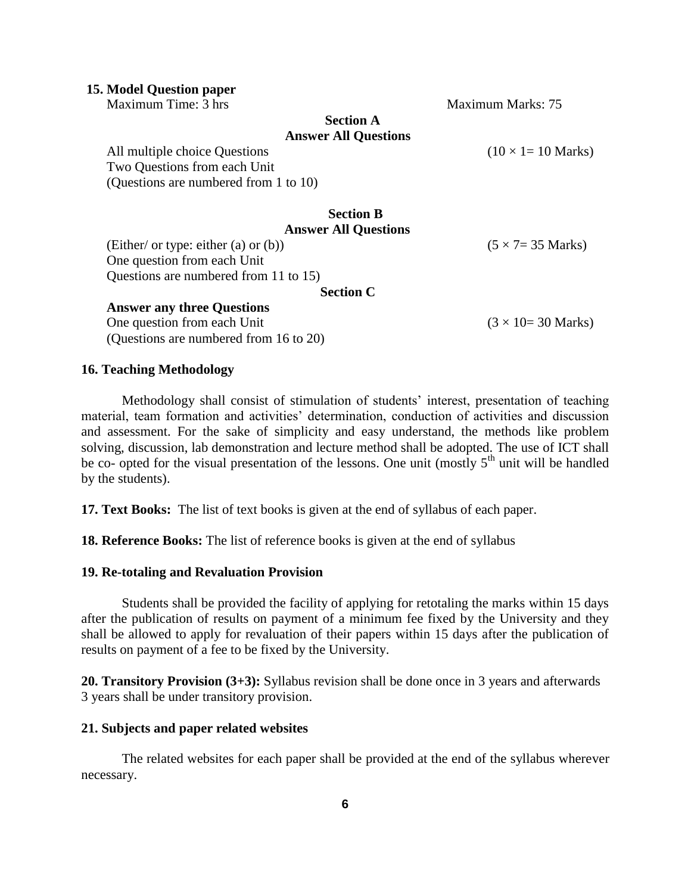## 15. Model Question paper

Maximum Time: 3 hrs Maximum Marks: 75

**Section A**

**Answer All Questions**

All multiple choice Questions ($10 \times 1 = 10$ Marks)

Two Questions from each Unit

(Questions are numbered from 1 to 10)

**Section B**

**Answer All Questions**

(Either/ or type: either (a) or (b)) ($5 \times 7 = 35$ Marks)

One question from each Unit

Questions are numbered from 11 to 15)

**Section C**

**Answer any three Questions**

One question from each Unit ($3 \times 10 = 30$ Marks)

(Questions are numbered from 16 to 20)

## 16. Teaching Methodology

Methodology shall consist of stimulation of students' interest, presentation of teaching material, team formation and activities' determination, conduction of activities and discussion and assessment. For the sake of simplicity and easy understand, the methods like problem solving, discussion, lab demonstration and lecture method shall be adopted. The use of ICT shall be co- opted for the visual presentation of the lessons. One unit (mostly $5^{th}$ unit will be handled by the students).

**17. Text Books:** The list of text books is given at the end of syllabus of each paper.

**18. Reference Books:** The list of reference books is given at the end of syllabus

## 19. Re-totaling and Revaluation Provision

Students shall be provided the facility of applying for retotaling the marks within 15 days after the publication of results on payment of a minimum fee fixed by the University and they shall be allowed to apply for revaluation of their papers within 15 days after the publication of results on payment of a fee to be fixed by the University.

**20. Transitory Provision (3+3):** Syllabus revision shall be done once in 3 years and afterwards 3 years shall be under transitory provision.

## 21. Subjects and paper related websites

The related websites for each paper shall be provided at the end of the syllabus wherever necessary.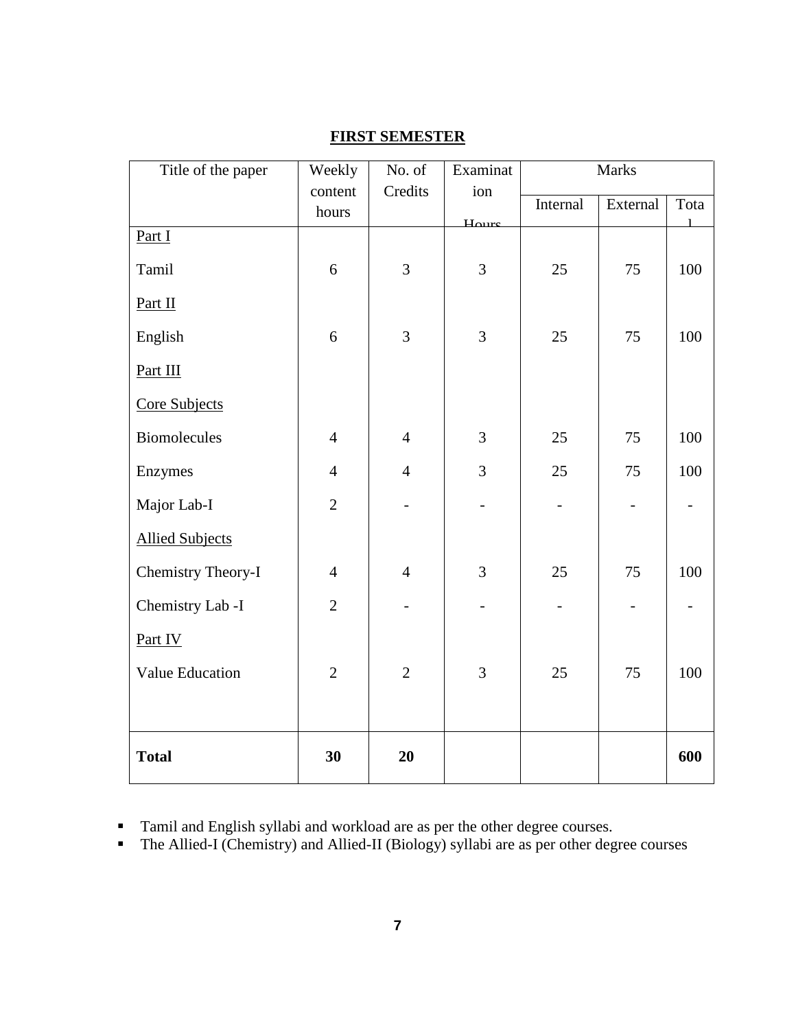## FIRST SEMESTER

| Title of the paper | Weekly content hours | No. of Credits | Examination Hours | Marks | | |
|---|---|---|---|---|---|---|
| | | | | Internal | External | Total |
| Part I | | | | | | |
| Tamil | 6 | 3 | 3 | 25 | 75 | 100 |
| Part II | | | | | | |
| English | 6 | 3 | 3 | 25 | 75 | 100 |
| Part III | | | | | | |
| Core Subjects | | | | | | |
| Biomolecules | 4 | 4 | 3 | 25 | 75 | 100 |
| Enzymes | 4 | 4 | 3 | 25 | 75 | 100 |
| Major Lab-I | 2 | - | - | - | - | - |
| Allied Subjects | | | | | | |
| Chemistry Theory-I | 4 | 4 | 3 | 25 | 75 | 100 |
| Chemistry Lab -I | 2 | - | - | - | - | - |
| Part IV | | | | | | |
| Value Education | 2 | 2 | 3 | 25 | 75 | 100 |
| **Total** | **30** | **20** | | | | **600** |

- Tamil and English syllabi and workload are as per the other degree courses.
- The Allied-I (Chemistry) and Allied-II (Biology) syllabi are as per other degree courses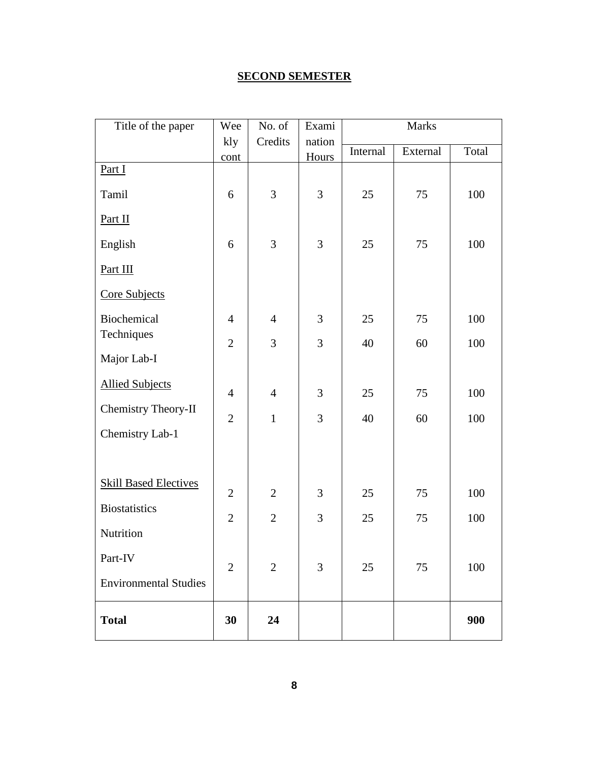## SECOND SEMESTER

| Title of the paper | Weekly cont | No. of Credits | Examination Hours | Marks | | |
|---|---|---|---|---|---|---|
| | | | | Internal | External | Total |
| Part I | | | | | | |
| Tamil | 6 | 3 | 3 | 25 | 75 | 100 |
| Part II | | | | | | |
| English | 6 | 3 | 3 | 25 | 75 | 100 |
| Part III | | | | | | |
| Core Subjects | | | | | | |
| Biochemical Techniques | 4 | 4 | 3 | 25 | 75 | 100 |
| Major Lab-I | 2 | 3 | 3 | 40 | 60 | 100 |
| Allied Subjects | | | | | | |
| Chemistry Theory-II | 4 | 4 | 3 | 25 | 75 | 100 |
| Chemistry Lab-1 | 2 | 1 | 3 | 40 | 60 | 100 |
| Skill Based Electives | | | | | | |
| Biostatistics | 2 | 2 | 3 | 25 | 75 | 100 |
| Nutrition | 2 | 2 | 3 | 25 | 75 | 100 |
| Part-IV | | | | | | |
| Environmental Studies | 2 | 2 | 3 | 25 | 75 | 100 |
| **Total** | **30** | **24** | | | | **900** |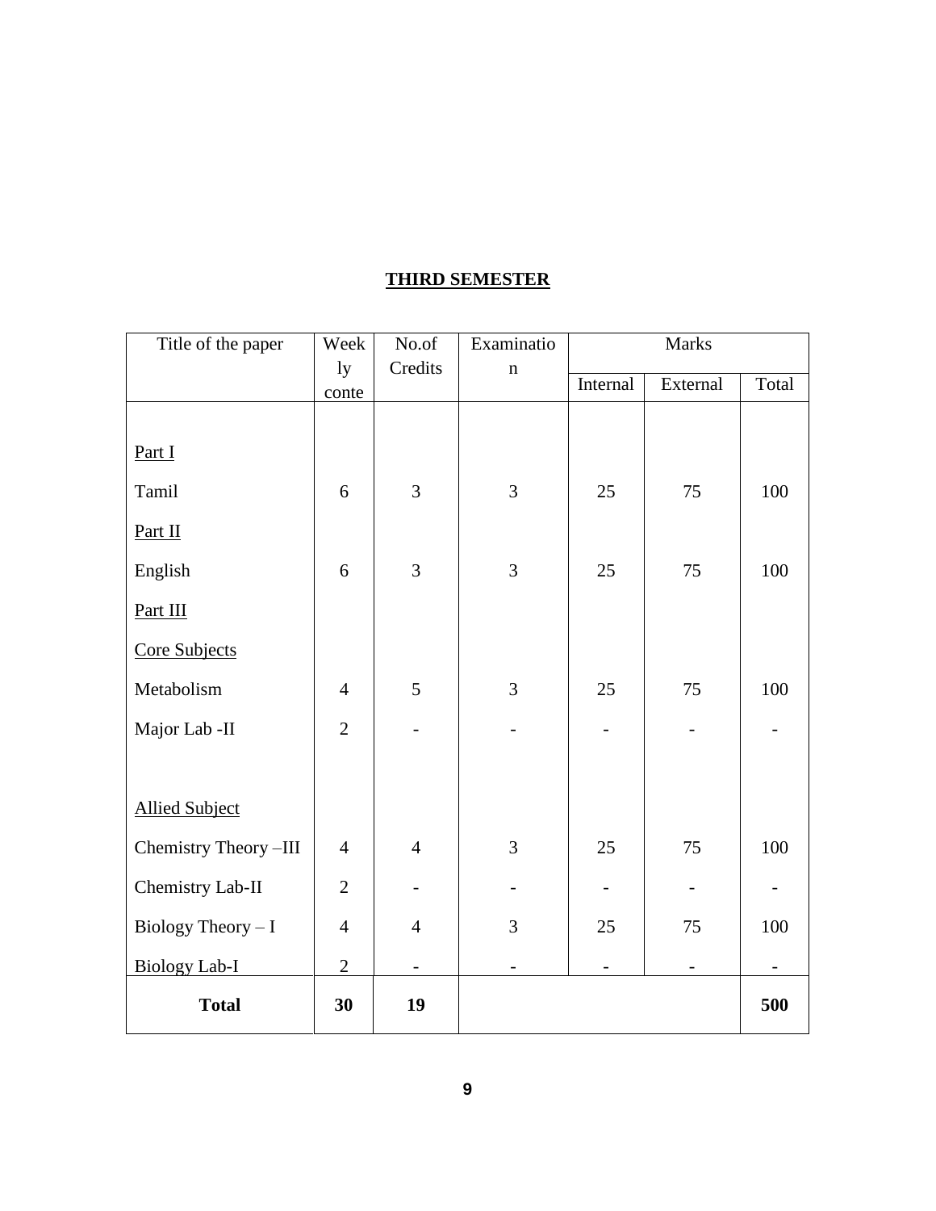## THIRD SEMESTER

| Title of the paper | Weekly conte | No.of Credits | Examination | Marks | | |
|---|---|---|---|---|---|---|
| | | | | Internal | External | Total |
| Part I | | | | | | |
| Tamil | 6 | 3 | 3 | 25 | 75 | 100 |
| Part II | | | | | | |
| English | 6 | 3 | 3 | 25 | 75 | 100 |
| Part III | | | | | | |
| Core Subjects | | | | | | |
| Metabolism | 4 | 5 | 3 | 25 | 75 | 100 |
| Major Lab -II | 2 | - | - | - | - | - |
| Allied Subject | | | | | | |
| Chemistry Theory –III | 4 | 4 | 3 | 25 | 75 | 100 |
| Chemistry Lab-II | 2 | - | - | - | - | - |
| Biology Theory – I | 4 | 4 | 3 | 25 | 75 | 100 |
| Biology Lab-I | 2 | - | - | - | - | - |
| **Total** | **30** | **19** | | | | **500** |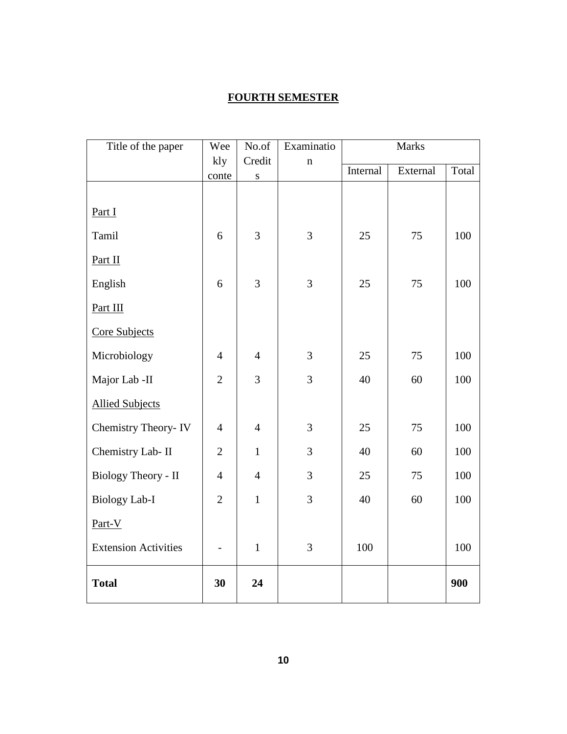# FOURTH SEMESTER

| Title of the paper | Weekly conte | No.of Credits | Examination | Marks | | |
|---|---|---|---|---|---|---|
| | | | | Internal | External | Total |
| Part I | | | | | | |
| Tamil | 6 | 3 | 3 | 25 | 75 | 100 |
| Part II | | | | | | |
| English | 6 | 3 | 3 | 25 | 75 | 100 |
| Part III | | | | | | |
| Core Subjects | | | | | | |
| Microbiology | 4 | 4 | 3 | 25 | 75 | 100 |
| Major Lab -II | 2 | 3 | 3 | 40 | 60 | 100 |
| Allied Subjects | | | | | | |
| Chemistry Theory- IV | 4 | 4 | 3 | 25 | 75 | 100 |
| Chemistry Lab- II | 2 | 1 | 3 | 40 | 60 | 100 |
| Biology Theory - II | 4 | 4 | 3 | 25 | 75 | 100 |
| Biology Lab-I | 2 | 1 | 3 | 40 | 60 | 100 |
| Part-V | | | | | | |
| Extension Activities | - | 1 | 3 | 100 | | 100 |
| **Total** | **30** | **24** | | | | **900** |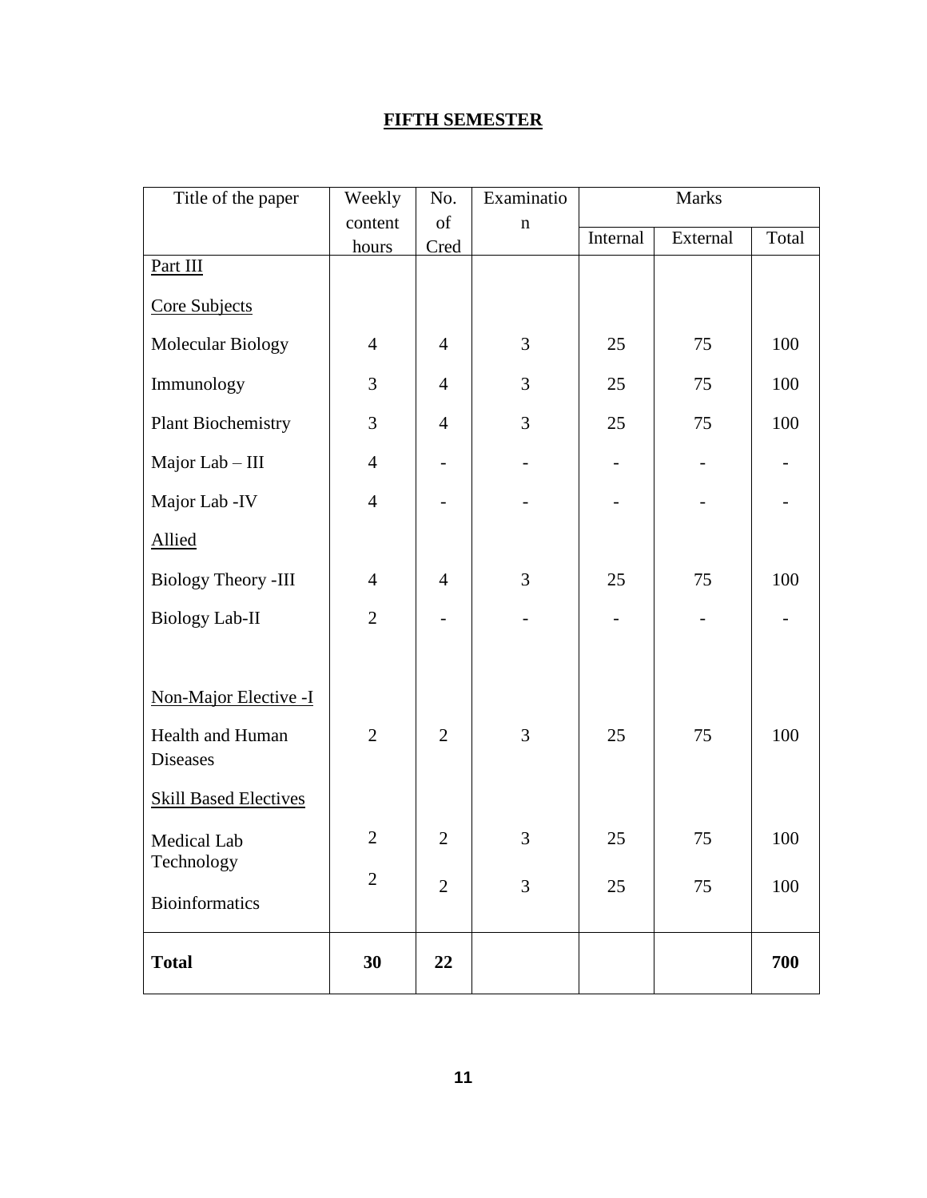## FIFTH SEMESTER

| Title of the paper | Weekly content hours | No. of Cred | Examination | Marks | | |
|---|---|---|---|---|---|---|
| | | | | Internal | External | Total |
| Part III | | | | | | |
| Core Subjects | | | | | | |
| Molecular Biology | 4 | 4 | 3 | 25 | 75 | 100 |
| Immunology | 3 | 4 | 3 | 25 | 75 | 100 |
| Plant Biochemistry | 3 | 4 | 3 | 25 | 75 | 100 |
| Major Lab – III | 4 | - | - | - | - | - |
| Major Lab -IV | 4 | - | - | - | - | - |
| Allied | | | | | | |
| Biology Theory -III | 4 | 4 | 3 | 25 | 75 | 100 |
| Biology Lab-II | 2 | - | - | - | - | - |
| Non-Major Elective -I | | | | | | |
| Health and Human Diseases | 2 | 2 | 3 | 25 | 75 | 100 |
| Skill Based Electives | | | | | | |
| Medical Lab Technology | 2 | 2 | 3 | 25 | 75 | 100 |
| Bioinformatics | 2 | 2 | 3 | 25 | 75 | 100 |
| **Total** | **30** | **22** | | | | **700** |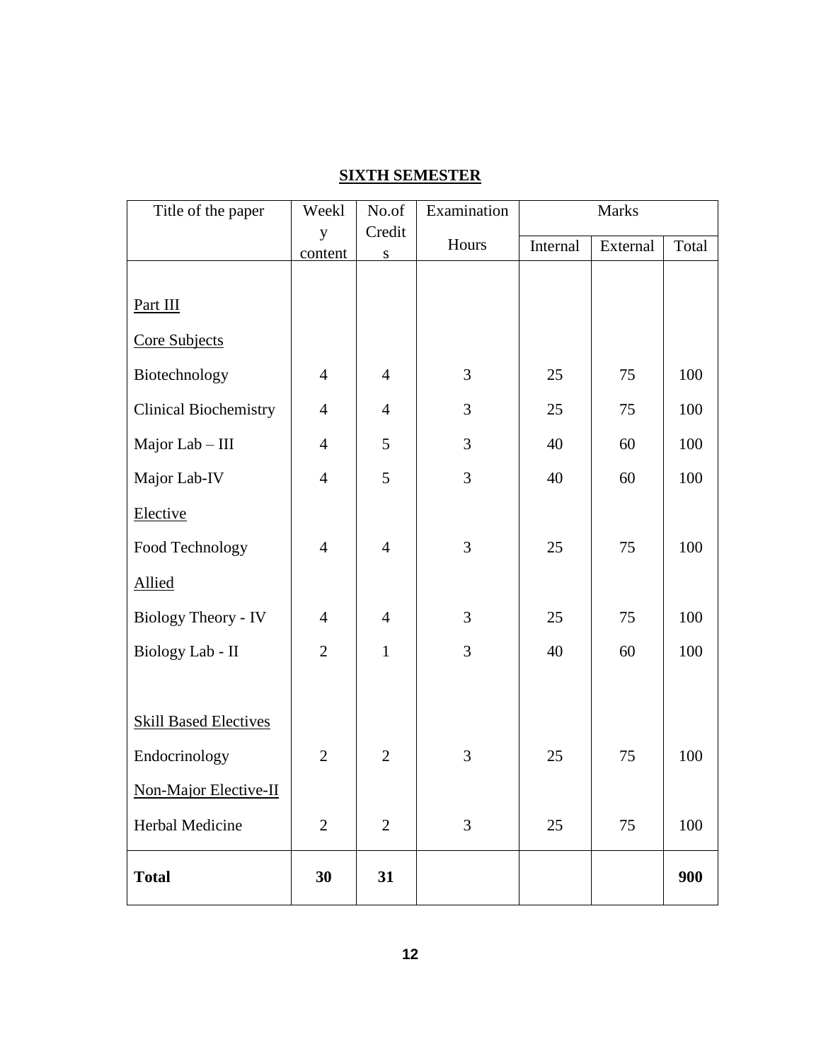## SIXTH SEMESTER

| Title of the paper | Weekly content | No.of Credits | Examination Hours | Marks | | |
|---|---|---|---|---|---|---|
| | | | | Internal | External | Total |
| Part III | | | | | | |
| Core Subjects | | | | | | |
| Biotechnology | 4 | 4 | 3 | 25 | 75 | 100 |
| Clinical Biochemistry | 4 | 4 | 3 | 25 | 75 | 100 |
| Major Lab – III | 4 | 5 | 3 | 40 | 60 | 100 |
| Major Lab-IV | 4 | 5 | 3 | 40 | 60 | 100 |
| Elective | | | | | | |
| Food Technology | 4 | 4 | 3 | 25 | 75 | 100 |
| Allied | | | | | | |
| Biology Theory - IV | 4 | 4 | 3 | 25 | 75 | 100 |
| Biology Lab - II | 2 | 1 | 3 | 40 | 60 | 100 |
| Skill Based Electives | | | | | | |
| Endocrinology | 2 | 2 | 3 | 25 | 75 | 100 |
| Non-Major Elective-II | | | | | | |
| Herbal Medicine | 2 | 2 | 3 | 25 | 75 | 100 |
| **Total** | **30** | **31** | | | | **900** |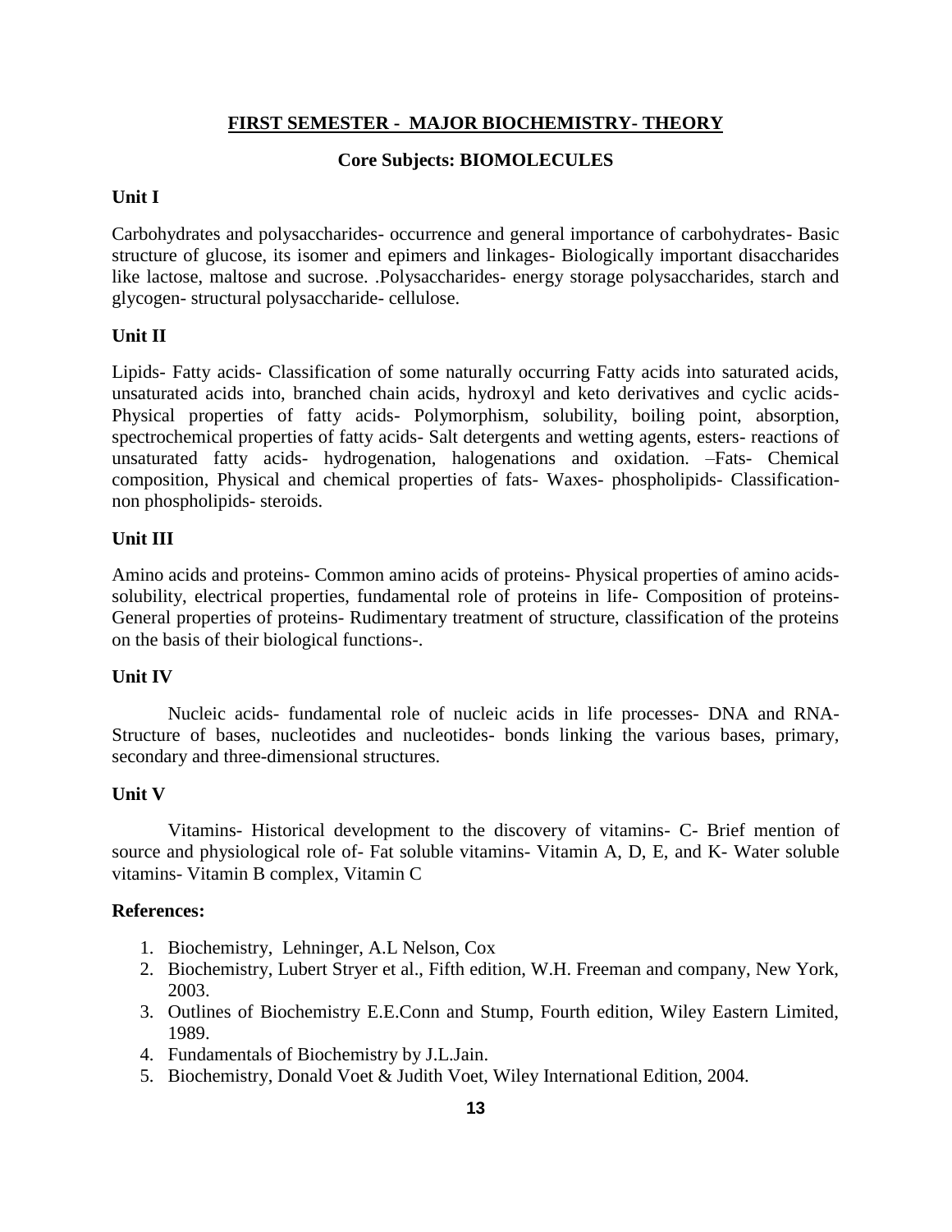## FIRST SEMESTER - MAJOR BIOCHEMISTRY- THEORY

### Core Subjects: BIOMOLECULES

**Unit I**

Carbohydrates and polysaccharides- occurrence and general importance of carbohydrates- Basic structure of glucose, its isomer and epimers and linkages- Biologically important disaccharides like lactose, maltose and sucrose. .Polysaccharides- energy storage polysaccharides, starch and glycogen- structural polysaccharide- cellulose.

**Unit II**

Lipids- Fatty acids- Classification of some naturally occurring Fatty acids into saturated acids, unsaturated acids into, branched chain acids, hydroxyl and keto derivatives and cyclic acids- Physical properties of fatty acids- Polymorphism, solubility, boiling point, absorption, spectrochemical properties of fatty acids- Salt detergents and wetting agents, esters- reactions of unsaturated fatty acids- hydrogenation, halogenations and oxidation. –Fats- Chemical composition, Physical and chemical properties of fats- Waxes- phospholipids- Classification-non phospholipids- steroids.

**Unit III**

Amino acids and proteins- Common amino acids of proteins- Physical properties of amino acids-solubility, electrical properties, fundamental role of proteins in life- Composition of proteins- General properties of proteins- Rudimentary treatment of structure, classification of the proteins on the basis of their biological functions-.

**Unit IV**

Nucleic acids- fundamental role of nucleic acids in life processes- DNA and RNA- Structure of bases, nucleotides and nucleotides- bonds linking the various bases, primary, secondary and three-dimensional structures.

**Unit V**

Vitamins- Historical development to the discovery of vitamins- C- Brief mention of source and physiological role of- Fat soluble vitamins- Vitamin A, D, E, and K- Water soluble vitamins- Vitamin B complex, Vitamin C

**References:**

1. Biochemistry, Lehninger, A.L Nelson, Cox
2. Biochemistry, Lubert Stryer et al., Fifth edition, W.H. Freeman and company, New York, 2003.
3. Outlines of Biochemistry E.E.Conn and Stump, Fourth edition, Wiley Eastern Limited, 1989.
4. Fundamentals of Biochemistry by J.L.Jain.
5. Biochemistry, Donald Voet & Judith Voet, Wiley International Edition, 2004.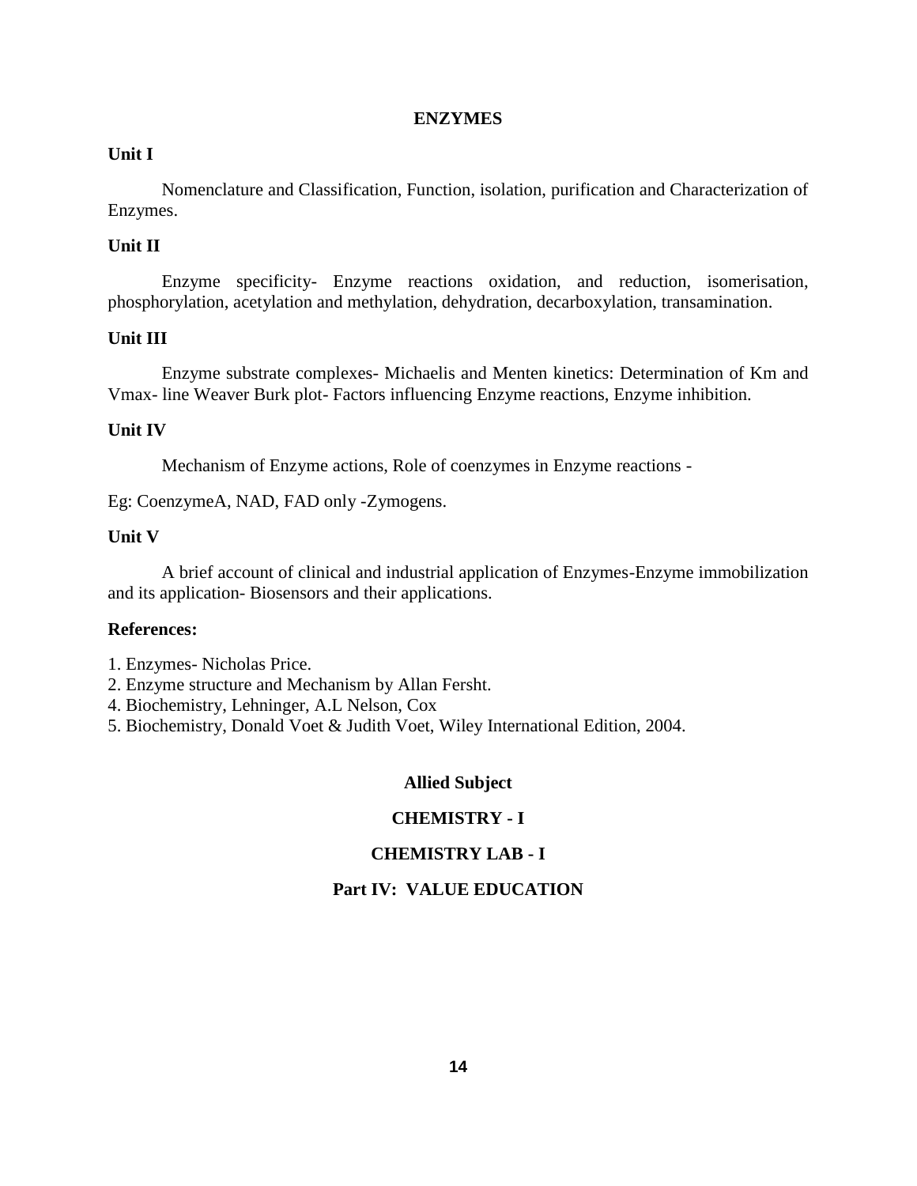# ENZYMES

## Unit I

Nomenclature and Classification, Function, isolation, purification and Characterization of Enzymes.

## Unit II

Enzyme specificity- Enzyme reactions oxidation, and reduction, isomerisation, phosphorylation, acetylation and methylation, dehydration, decarboxylation, transamination.

## Unit III

Enzyme substrate complexes- Michaelis and Menten kinetics: Determination of Km and Vmax- line Weaver Burk plot- Factors influencing Enzyme reactions, Enzyme inhibition.

## Unit IV

Mechanism of Enzyme actions, Role of coenzymes in Enzyme reactions -

Eg: CoenzymeA, NAD, FAD only -Zymogens.

## Unit V

A brief account of clinical and industrial application of Enzymes-Enzyme immobilization and its application- Biosensors and their applications.

## References:

1. Enzymes- Nicholas Price.
2. Enzyme structure and Mechanism by Allan Fersht.
4. Biochemistry, Lehninger, A.L Nelson, Cox
5. Biochemistry, Donald Voet & Judith Voet, Wiley International Edition, 2004.

# Allied Subject

# CHEMISTRY - I

# CHEMISTRY LAB - I

# Part IV: VALUE EDUCATION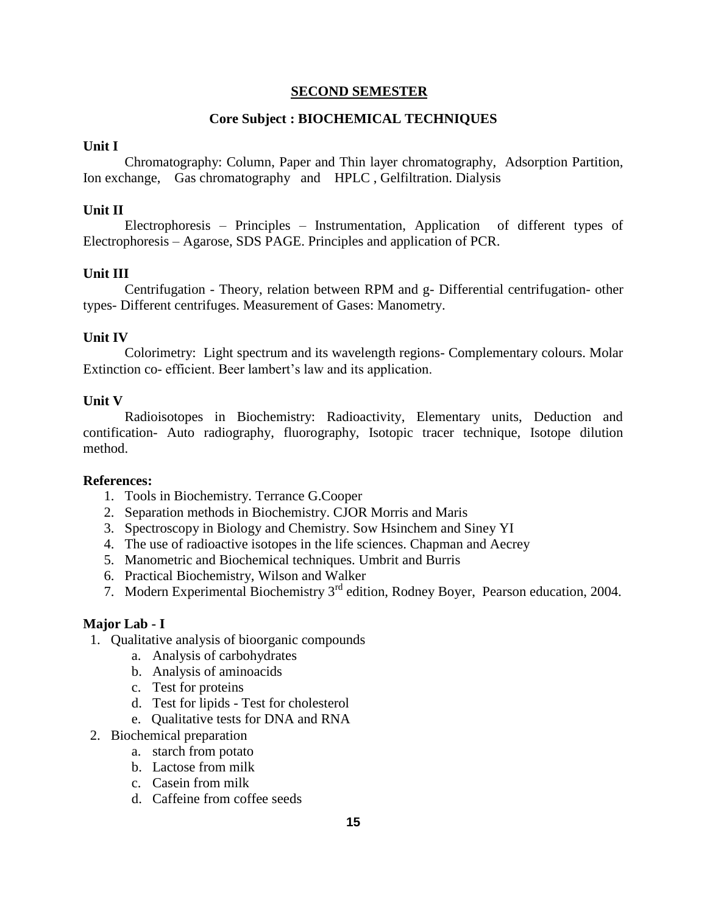## SECOND SEMESTER

### Core Subject : BIOCHEMICAL TECHNIQUES

**Unit I**

Chromatography: Column, Paper and Thin layer chromatography, Adsorption Partition, Ion exchange, Gas chromatography and HPLC , Gelfiltration. Dialysis

**Unit II**

Electrophoresis – Principles – Instrumentation, Application of different types of Electrophoresis – Agarose, SDS PAGE. Principles and application of PCR.

**Unit III**

Centrifugation - Theory, relation between RPM and g- Differential centrifugation- other types- Different centrifuges. Measurement of Gases: Manometry.

**Unit IV**

Colorimetry: Light spectrum and its wavelength regions- Complementary colours. Molar Extinction co- efficient. Beer lambert's law and its application.

**Unit V**

Radioisotopes in Biochemistry: Radioactivity, Elementary units, Deduction and contification- Auto radiography, fluorography, Isotopic tracer technique, Isotope dilution method.

**References:**

1. Tools in Biochemistry. Terrance G.Cooper
2. Separation methods in Biochemistry. CJOR Morris and Maris
3. Spectroscopy in Biology and Chemistry. Sow Hsinchem and Siney YI
4. The use of radioactive isotopes in the life sciences. Chapman and Aecrey
5. Manometric and Biochemical techniques. Umbrit and Burris
6. Practical Biochemistry, Wilson and Walker
7. Modern Experimental Biochemistry 3rd edition, Rodney Boyer, Pearson education, 2004.

### Major Lab - I

1. Qualitative analysis of bioorganic compounds
   a. Analysis of carbohydrates
   b. Analysis of aminoacids
   c. Test for proteins
   d. Test for lipids - Test for cholesterol
   e. Qualitative tests for DNA and RNA
2. Biochemical preparation
   a. starch from potato
   b. Lactose from milk
   c. Casein from milk
   d. Caffeine from coffee seeds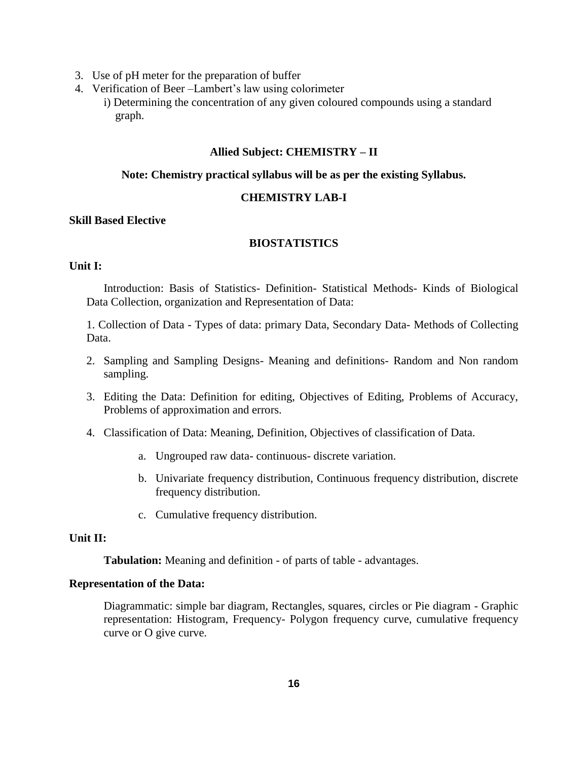3. Use of pH meter for the preparation of buffer
4. Verification of Beer –Lambert's law using colorimeter
   i) Determining the concentration of any given coloured compounds using a standard graph.

**Allied Subject: CHEMISTRY – II**

**Note: Chemistry practical syllabus will be as per the existing Syllabus.**

**CHEMISTRY LAB-I**

**Skill Based Elective**

**BIOSTATISTICS**

**Unit I:**

Introduction: Basis of Statistics- Definition- Statistical Methods- Kinds of Biological Data Collection, organization and Representation of Data:

1. Collection of Data - Types of data: primary Data, Secondary Data- Methods of Collecting Data.
2. Sampling and Sampling Designs- Meaning and definitions- Random and Non random sampling.
3. Editing the Data: Definition for editing, Objectives of Editing, Problems of Accuracy, Problems of approximation and errors.
4. Classification of Data: Meaning, Definition, Objectives of classification of Data.
   a. Ungrouped raw data- continuous- discrete variation.
   b. Univariate frequency distribution, Continuous frequency distribution, discrete frequency distribution.
   c. Cumulative frequency distribution.

**Unit II:**

**Tabulation:** Meaning and definition - of parts of table - advantages.

**Representation of the Data:**

Diagrammatic: simple bar diagram, Rectangles, squares, circles or Pie diagram - Graphic representation: Histogram, Frequency- Polygon frequency curve, cumulative frequency curve or O give curve.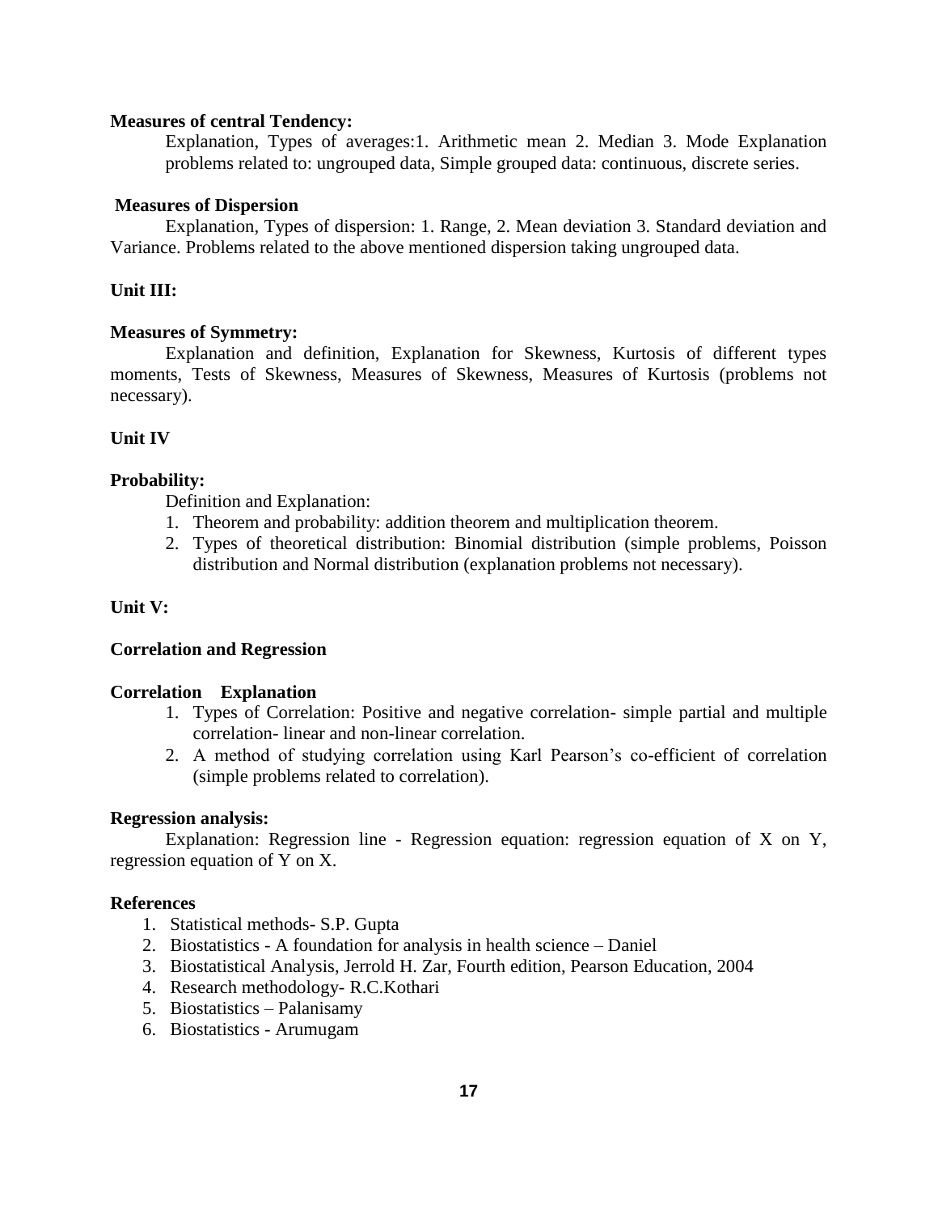**Measures of central Tendency:**

Explanation, Types of averages:1. Arithmetic mean 2. Median 3. Mode Explanation problems related to: ungrouped data, Simple grouped data: continuous, discrete series.

**Measures of Dispersion**

Explanation, Types of dispersion: 1. Range, 2. Mean deviation 3. Standard deviation and Variance. Problems related to the above mentioned dispersion taking ungrouped data.

**Unit III:**

**Measures of Symmetry:**

Explanation and definition, Explanation for Skewness, Kurtosis of different types moments, Tests of Skewness, Measures of Skewness, Measures of Kurtosis (problems not necessary).

**Unit IV**

**Probability:**

Definition and Explanation:

1. Theorem and probability: addition theorem and multiplication theorem.
2. Types of theoretical distribution: Binomial distribution (simple problems, Poisson distribution and Normal distribution (explanation problems not necessary).

**Unit V:**

**Correlation and Regression**

**Correlation Explanation**

1. Types of Correlation: Positive and negative correlation- simple partial and multiple correlation- linear and non-linear correlation.
2. A method of studying correlation using Karl Pearson's co-efficient of correlation (simple problems related to correlation).

**Regression analysis:**

Explanation: Regression line - Regression equation: regression equation of X on Y, regression equation of Y on X.

**References**

1. Statistical methods- S.P. Gupta
2. Biostatistics - A foundation for analysis in health science – Daniel
3. Biostatistical Analysis, Jerrold H. Zar, Fourth edition, Pearson Education, 2004
4. Research methodology- R.C.Kothari
5. Biostatistics – Palanisamy
6. Biostatistics - Arumugam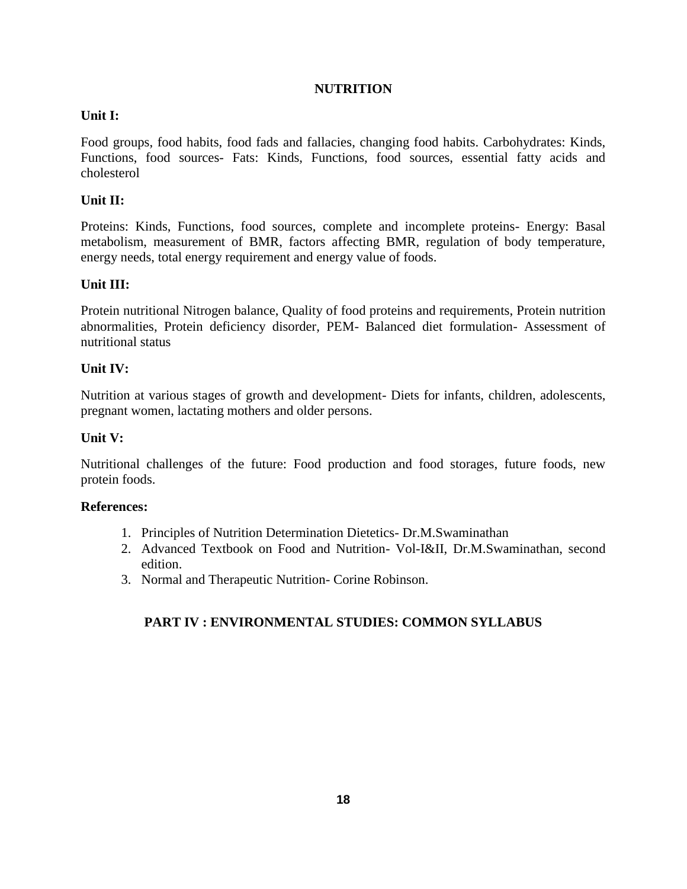## NUTRITION

**Unit I:**

Food groups, food habits, food fads and fallacies, changing food habits. Carbohydrates: Kinds, Functions, food sources- Fats: Kinds, Functions, food sources, essential fatty acids and cholesterol

**Unit II:**

Proteins: Kinds, Functions, food sources, complete and incomplete proteins- Energy: Basal metabolism, measurement of BMR, factors affecting BMR, regulation of body temperature, energy needs, total energy requirement and energy value of foods.

**Unit III:**

Protein nutritional Nitrogen balance, Quality of food proteins and requirements, Protein nutrition abnormalities, Protein deficiency disorder, PEM- Balanced diet formulation- Assessment of nutritional status

**Unit IV:**

Nutrition at various stages of growth and development- Diets for infants, children, adolescents, pregnant women, lactating mothers and older persons.

**Unit V:**

Nutritional challenges of the future: Food production and food storages, future foods, new protein foods.

**References:**

1. Principles of Nutrition Determination Dietetics- Dr.M.Swaminathan
2. Advanced Textbook on Food and Nutrition- Vol-I&II, Dr.M.Swaminathan, second edition.
3. Normal and Therapeutic Nutrition- Corine Robinson.

## PART IV : ENVIRONMENTAL STUDIES: COMMON SYLLABUS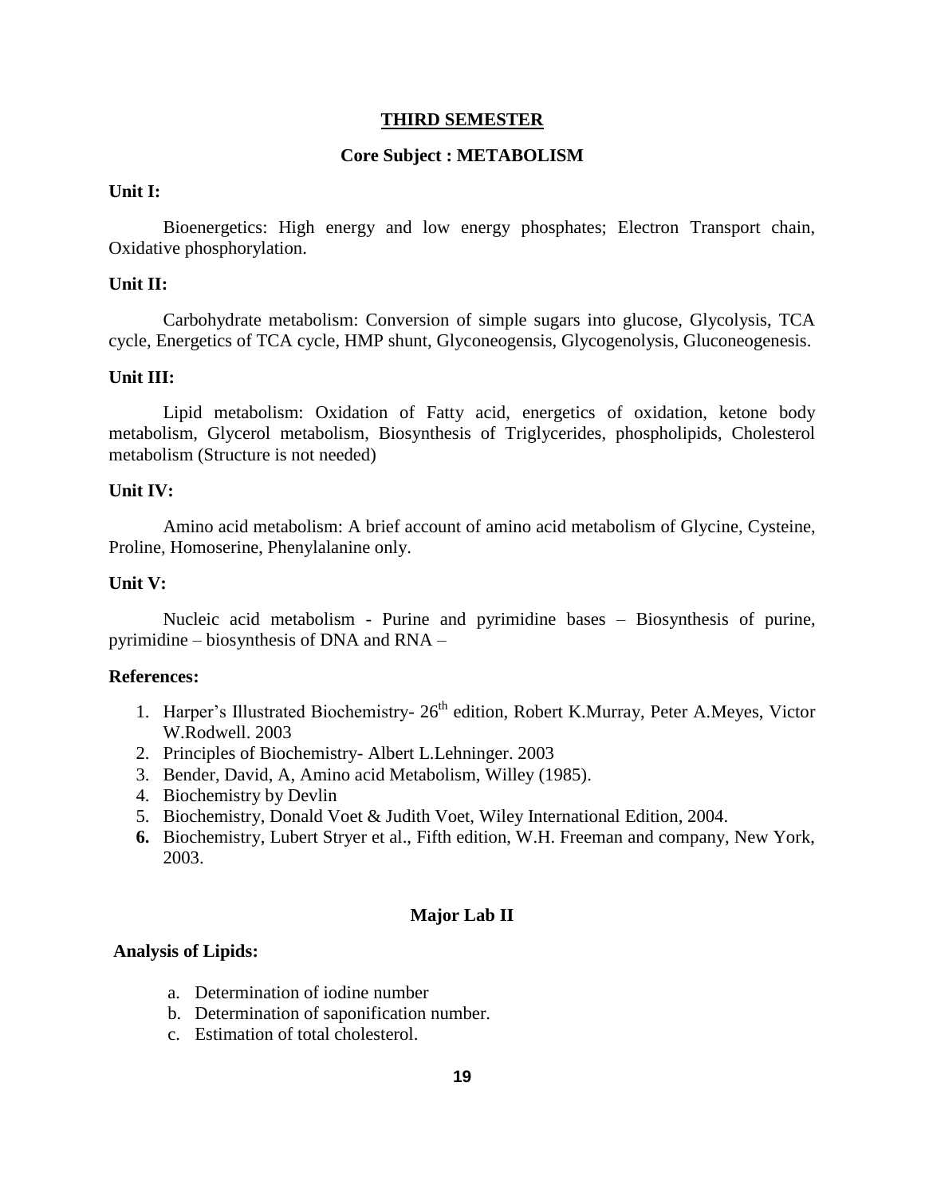## THIRD SEMESTER

### Core Subject : METABOLISM

**Unit I:**

Bioenergetics: High energy and low energy phosphates; Electron Transport chain, Oxidative phosphorylation.

**Unit II:**

Carbohydrate metabolism: Conversion of simple sugars into glucose, Glycolysis, TCA cycle, Energetics of TCA cycle, HMP shunt, Glyconeogensis, Glycogenolysis, Gluconeogenesis.

**Unit III:**

Lipid metabolism: Oxidation of Fatty acid, energetics of oxidation, ketone body metabolism, Glycerol metabolism, Biosynthesis of Triglycerides, phospholipids, Cholesterol metabolism (Structure is not needed)

**Unit IV:**

Amino acid metabolism: A brief account of amino acid metabolism of Glycine, Cysteine, Proline, Homoserine, Phenylalanine only.

**Unit V:**

Nucleic acid metabolism - Purine and pyrimidine bases – Biosynthesis of purine, pyrimidine – biosynthesis of DNA and RNA –

**References:**

1. Harper's Illustrated Biochemistry- 26th edition, Robert K.Murray, Peter A.Meyes, Victor W.Rodwell. 2003
2. Principles of Biochemistry- Albert L.Lehninger. 2003
3. Bender, David, A, Amino acid Metabolism, Willey (1985).
4. Biochemistry by Devlin
5. Biochemistry, Donald Voet & Judith Voet, Wiley International Edition, 2004.
6. Biochemistry, Lubert Stryer et al., Fifth edition, W.H. Freeman and company, New York, 2003.

### Major Lab II

**Analysis of Lipids:**

a. Determination of iodine number
b. Determination of saponification number.
c. Estimation of total cholesterol.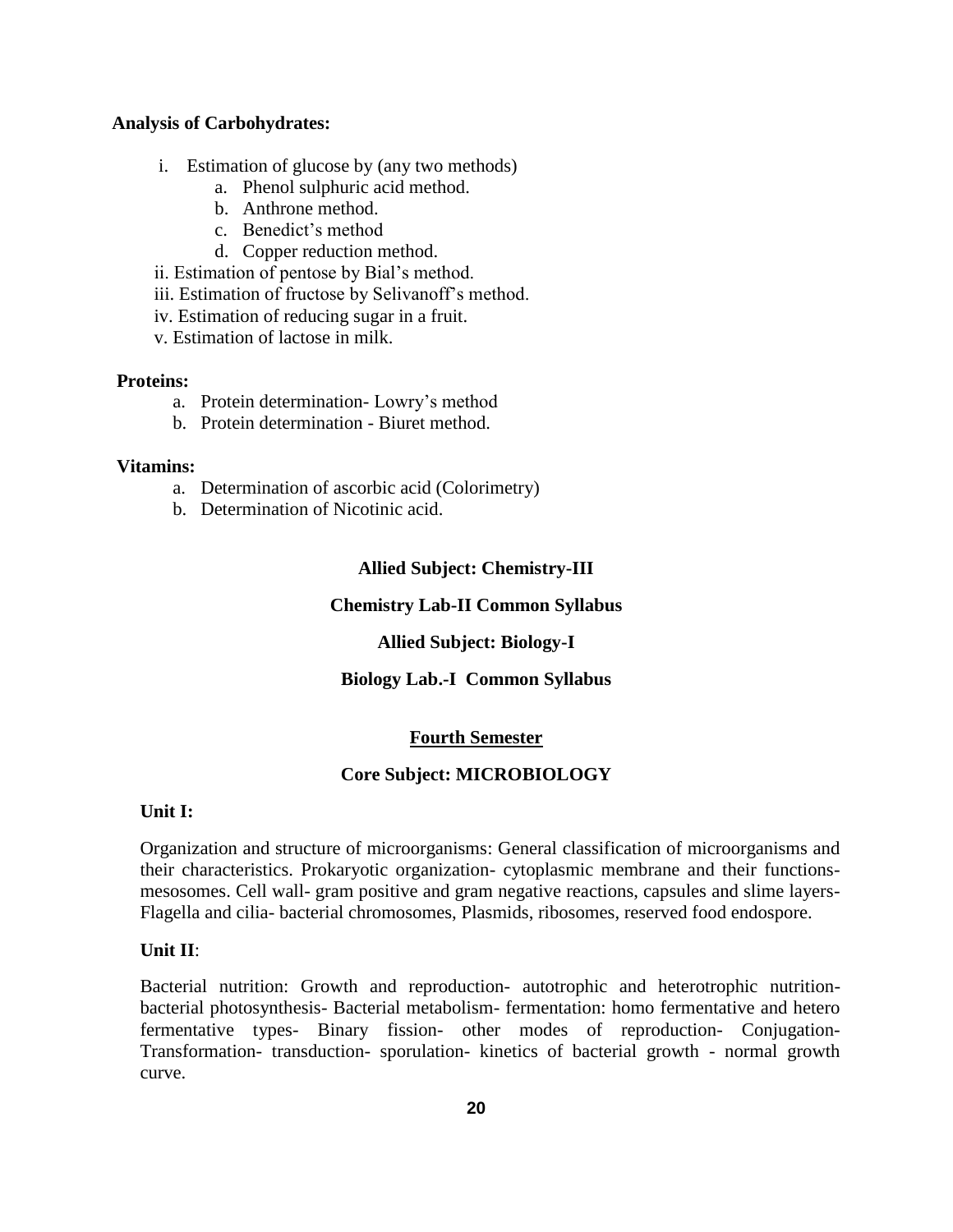**Analysis of Carbohydrates:**

i. Estimation of glucose by (any two methods)
   a. Phenol sulphuric acid method.
   b. Anthrone method.
   c. Benedict's method
   d. Copper reduction method.

ii. Estimation of pentose by Bial's method.

iii. Estimation of fructose by Selivanoff's method.

iv. Estimation of reducing sugar in a fruit.

v. Estimation of lactose in milk.

**Proteins:**

a. Protein determination- Lowry's method
b. Protein determination - Biuret method.

**Vitamins:**

a. Determination of ascorbic acid (Colorimetry)
b. Determination of Nicotinic acid.

**Allied Subject: Chemistry-III**

**Chemistry Lab-II Common Syllabus**

**Allied Subject: Biology-I**

**Biology Lab.-I Common Syllabus**

## Fourth Semester

### Core Subject: MICROBIOLOGY

**Unit I:**

Organization and structure of microorganisms: General classification of microorganisms and their characteristics. Prokaryotic organization- cytoplasmic membrane and their functions- mesosomes. Cell wall- gram positive and gram negative reactions, capsules and slime layers- Flagella and cilia- bacterial chromosomes, Plasmids, ribosomes, reserved food endospore.

**Unit II**:

Bacterial nutrition: Growth and reproduction- autotrophic and heterotrophic nutrition- bacterial photosynthesis- Bacterial metabolism- fermentation: homo fermentative and hetero fermentative types- Binary fission- other modes of reproduction- Conjugation- Transformation- transduction- sporulation- kinetics of bacterial growth - normal growth curve.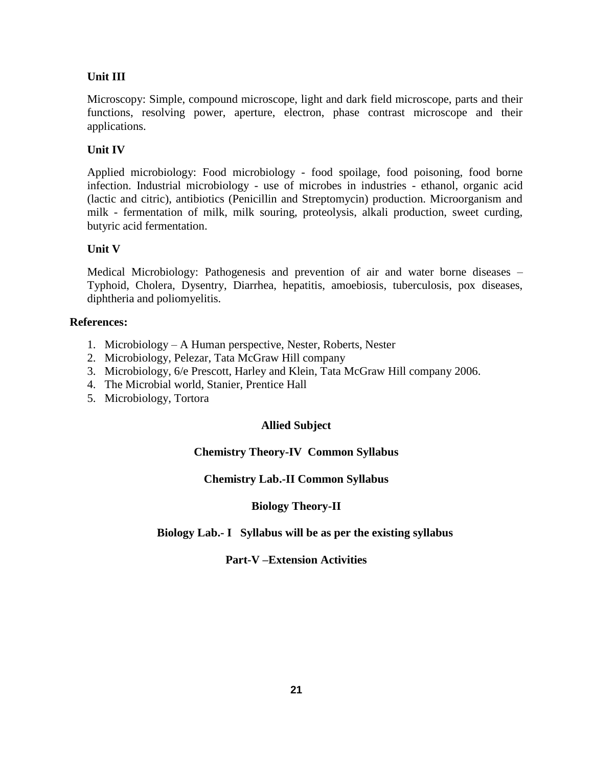### Unit III

Microscopy: Simple, compound microscope, light and dark field microscope, parts and their functions, resolving power, aperture, electron, phase contrast microscope and their applications.

### Unit IV

Applied microbiology: Food microbiology - food spoilage, food poisoning, food borne infection. Industrial microbiology - use of microbes in industries - ethanol, organic acid (lactic and citric), antibiotics (Penicillin and Streptomycin) production. Microorganism and milk - fermentation of milk, milk souring, proteolysis, alkali production, sweet curding, butyric acid fermentation.

### Unit V

Medical Microbiology: Pathogenesis and prevention of air and water borne diseases – Typhoid, Cholera, Dysentry, Diarrhea, hepatitis, amoebiosis, tuberculosis, pox diseases, diphtheria and poliomyelitis.

**References:**

1. Microbiology – A Human perspective, Nester, Roberts, Nester
2. Microbiology, Pelezar, Tata McGraw Hill company
3. Microbiology, 6/e Prescott, Harley and Klein, Tata McGraw Hill company 2006.
4. The Microbial world, Stanier, Prentice Hall
5. Microbiology, Tortora

**Allied Subject**

**Chemistry Theory-IV Common Syllabus**

**Chemistry Lab.-II Common Syllabus**

**Biology Theory-II**

**Biology Lab.- I Syllabus will be as per the existing syllabus**

**Part-V –Extension Activities**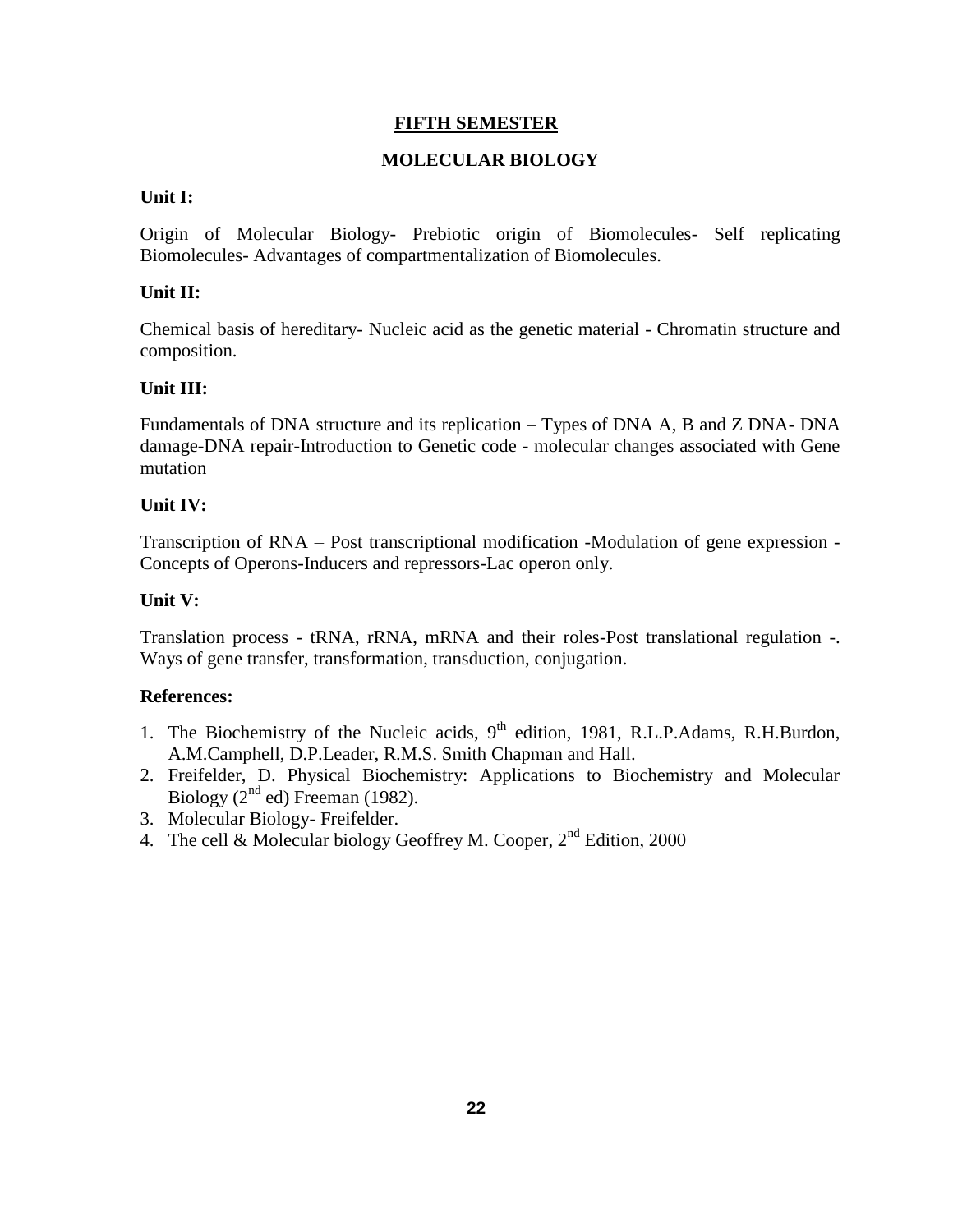## FIFTH SEMESTER

## MOLECULAR BIOLOGY

**Unit I:**

Origin of Molecular Biology- Prebiotic origin of Biomolecules- Self replicating Biomolecules- Advantages of compartmentalization of Biomolecules.

**Unit II:**

Chemical basis of hereditary- Nucleic acid as the genetic material - Chromatin structure and composition.

**Unit III:**

Fundamentals of DNA structure and its replication – Types of DNA A, B and Z DNA- DNA damage-DNA repair-Introduction to Genetic code - molecular changes associated with Gene mutation

**Unit IV:**

Transcription of RNA – Post transcriptional modification -Modulation of gene expression - Concepts of Operons-Inducers and repressors-Lac operon only.

**Unit V:**

Translation process - tRNA, rRNA, mRNA and their roles-Post translational regulation -. Ways of gene transfer, transformation, transduction, conjugation.

**References:**

1. The Biochemistry of the Nucleic acids, 9$^{th}$ edition, 1981, R.L.P.Adams, R.H.Burdon, A.M.Camphell, D.P.Leader, R.M.S. Smith Chapman and Hall.
2. Freifelder, D. Physical Biochemistry: Applications to Biochemistry and Molecular Biology (2$^{nd}$ ed) Freeman (1982).
3. Molecular Biology- Freifelder.
4. The cell & Molecular biology Geoffrey M. Cooper, 2$^{nd}$ Edition, 2000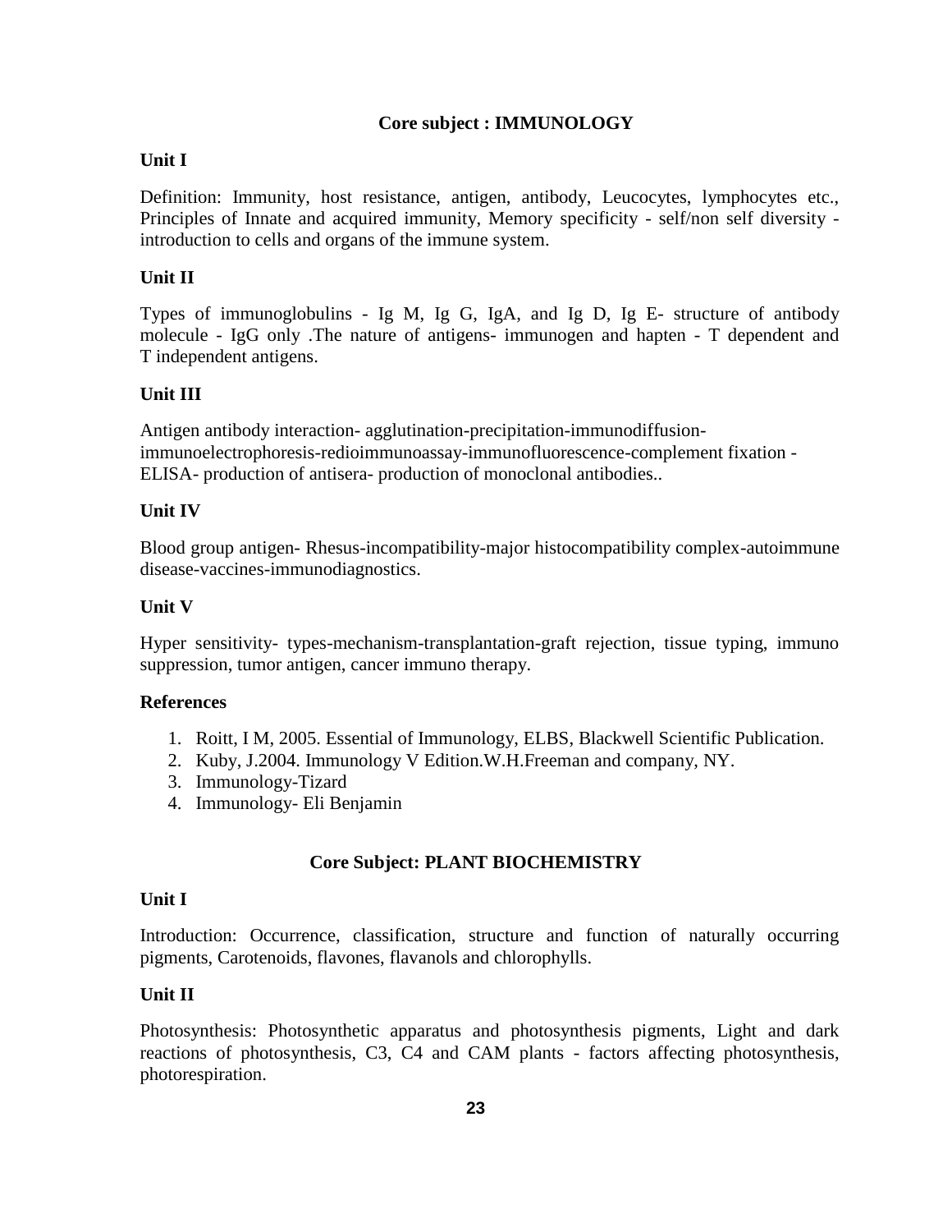## Core subject : IMMUNOLOGY

**Unit I**

Definition: Immunity, host resistance, antigen, antibody, Leucocytes, lymphocytes etc., Principles of Innate and acquired immunity, Memory specificity - self/non self diversity - introduction to cells and organs of the immune system.

**Unit II**

Types of immunoglobulins - Ig M, Ig G, IgA, and Ig D, Ig E- structure of antibody molecule - IgG only .The nature of antigens- immunogen and hapten - T dependent and T independent antigens.

**Unit III**

Antigen antibody interaction- agglutination-precipitation-immunodiffusion-immunoelectrophoresis-redioimmunoassay-immunofluorescence-complement fixation - ELISA- production of antisera- production of monoclonal antibodies..

**Unit IV**

Blood group antigen- Rhesus-incompatibility-major histocompatibility complex-autoimmune disease-vaccines-immunodiagnostics.

**Unit V**

Hyper sensitivity- types-mechanism-transplantation-graft rejection, tissue typing, immuno suppression, tumor antigen, cancer immuno therapy.

**References**

1. Roitt, I M, 2005. Essential of Immunology, ELBS, Blackwell Scientific Publication.
2. Kuby, J.2004. Immunology V Edition.W.H.Freeman and company, NY.
3. Immunology-Tizard
4. Immunology- Eli Benjamin

## Core Subject: PLANT BIOCHEMISTRY

**Unit I**

Introduction: Occurrence, classification, structure and function of naturally occurring pigments, Carotenoids, flavones, flavanols and chlorophylls.

**Unit II**

Photosynthesis: Photosynthetic apparatus and photosynthesis pigments, Light and dark reactions of photosynthesis, C3, C4 and CAM plants - factors affecting photosynthesis, photorespiration.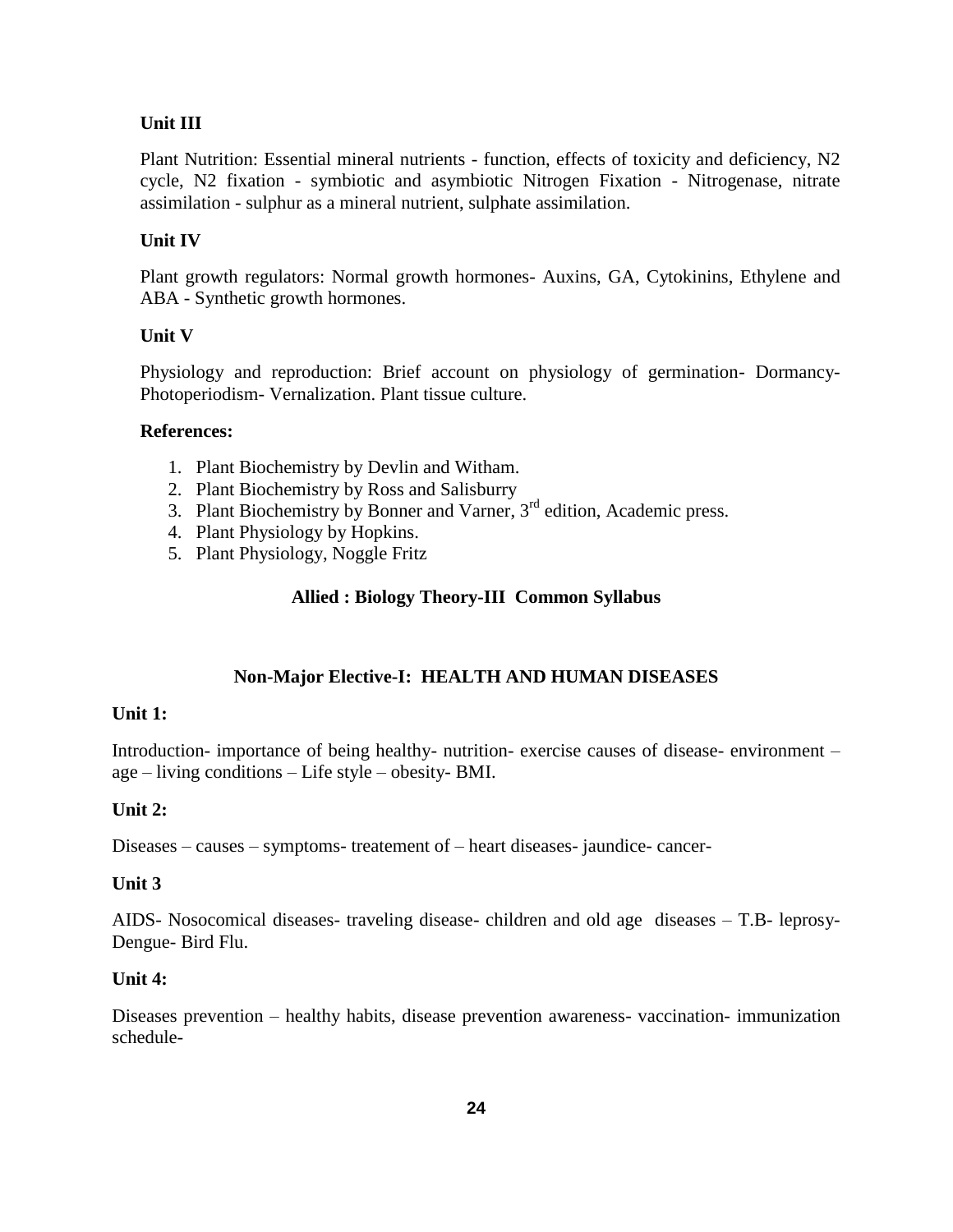### Unit III

Plant Nutrition: Essential mineral nutrients - function, effects of toxicity and deficiency, N2 cycle, N2 fixation - symbiotic and asymbiotic Nitrogen Fixation - Nitrogenase, nitrate assimilation - sulphur as a mineral nutrient, sulphate assimilation.

### Unit IV

Plant growth regulators: Normal growth hormones- Auxins, GA, Cytokinins, Ethylene and ABA - Synthetic growth hormones.

### Unit V

Physiology and reproduction: Brief account on physiology of germination- Dormancy- Photoperiodism- Vernalization. Plant tissue culture.

### References:

1. Plant Biochemistry by Devlin and Witham.
2. Plant Biochemistry by Ross and Salisburry
3. Plant Biochemistry by Bonner and Varner, 3rd edition, Academic press.
4. Plant Physiology by Hopkins.
5. Plant Physiology, Noggle Fritz

## Allied : Biology Theory-III Common Syllabus

## Non-Major Elective-I: HEALTH AND HUMAN DISEASES

### Unit 1:

Introduction- importance of being healthy- nutrition- exercise causes of disease- environment – age – living conditions – Life style – obesity- BMI.

### Unit 2:

Diseases – causes – symptoms- treatement of – heart diseases- jaundice- cancer-

### Unit 3

AIDS- Nosocomical diseases- traveling disease- children and old age diseases – T.B- leprosy- Dengue- Bird Flu.

### Unit 4:

Diseases prevention – healthy habits, disease prevention awareness- vaccination- immunization schedule-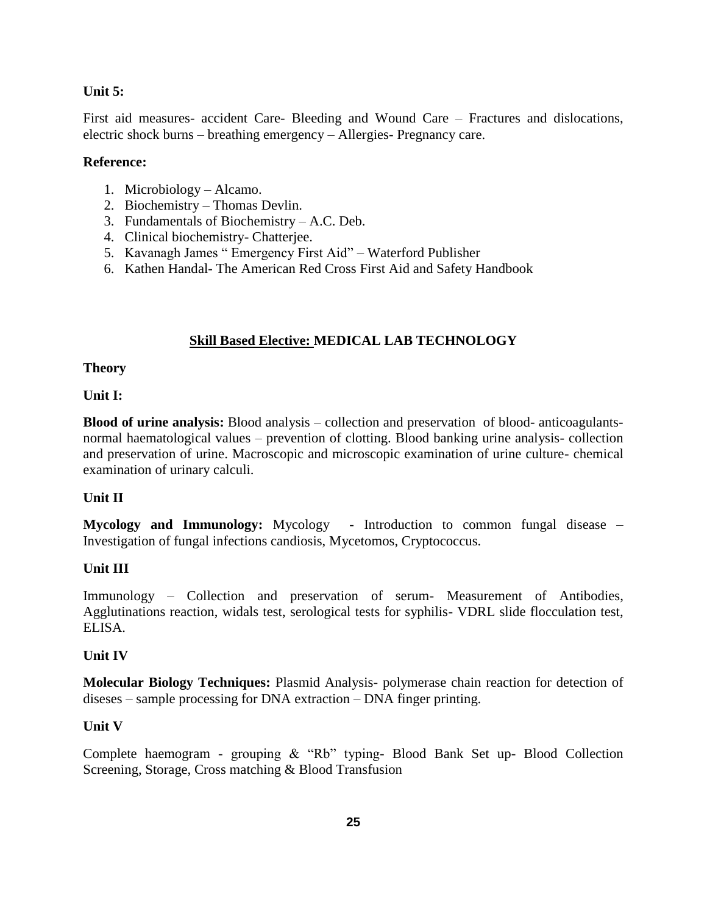**Unit 5:**

First aid measures- accident Care- Bleeding and Wound Care – Fractures and dislocations, electric shock burns – breathing emergency – Allergies- Pregnancy care.

**Reference:**

1. Microbiology – Alcamo.
2. Biochemistry – Thomas Devlin.
3. Fundamentals of Biochemistry – A.C. Deb.
4. Clinical biochemistry- Chatterjee.
5. Kavanagh James " Emergency First Aid" – Waterford Publisher
6. Kathen Handal- The American Red Cross First Aid and Safety Handbook

## Skill Based Elective: MEDICAL LAB TECHNOLOGY

**Theory**

**Unit I:**

**Blood of urine analysis:** Blood analysis – collection and preservation of blood- anticoagulants- normal haematological values – prevention of clotting. Blood banking urine analysis- collection and preservation of urine. Macroscopic and microscopic examination of urine culture- chemical examination of urinary calculi.

**Unit II**

**Mycology and Immunology:** Mycology - Introduction to common fungal disease – Investigation of fungal infections candiosis, Mycetomos, Cryptococcus.

**Unit III**

Immunology – Collection and preservation of serum- Measurement of Antibodies, Agglutinations reaction, widals test, serological tests for syphilis- VDRL slide flocculation test, ELISA.

**Unit IV**

**Molecular Biology Techniques:** Plasmid Analysis- polymerase chain reaction for detection of diseses – sample processing for DNA extraction – DNA finger printing.

**Unit V**

Complete haemogram - grouping & "Rb" typing- Blood Bank Set up- Blood Collection Screening, Storage, Cross matching & Blood Transfusion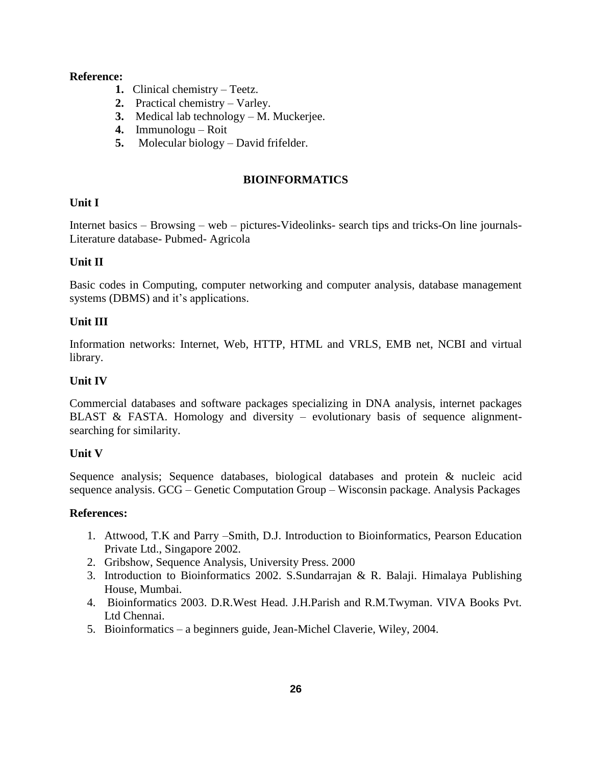**Reference:**

1. Clinical chemistry – Teetz.
2. Practical chemistry – Varley.
3. Medical lab technology – M. Muckerjee.
4. Immunologu – Roit
5. Molecular biology – David frifelder.

## BIOINFORMATICS

### Unit I

Internet basics – Browsing – web – pictures-Videolinks- search tips and tricks-On line journals-Literature database- Pubmed- Agricola

### Unit II

Basic codes in Computing, computer networking and computer analysis, database management systems (DBMS) and it's applications.

### Unit III

Information networks: Internet, Web, HTTP, HTML and VRLS, EMB net, NCBI and virtual library.

### Unit IV

Commercial databases and software packages specializing in DNA analysis, internet packages BLAST & FASTA. Homology and diversity – evolutionary basis of sequence alignment-searching for similarity.

### Unit V

Sequence analysis; Sequence databases, biological databases and protein & nucleic acid sequence analysis. GCG – Genetic Computation Group – Wisconsin package. Analysis Packages

**References:**

1. Attwood, T.K and Parry –Smith, D.J. Introduction to Bioinformatics, Pearson Education Private Ltd., Singapore 2002.
2. Gribshow, Sequence Analysis, University Press. 2000
3. Introduction to Bioinformatics 2002. S.Sundarrajan & R. Balaji. Himalaya Publishing House, Mumbai.
4. Bioinformatics 2003. D.R.West Head. J.H.Parish and R.M.Twyman. VIVA Books Pvt. Ltd Chennai.
5. Bioinformatics – a beginners guide, Jean-Michel Claverie, Wiley, 2004.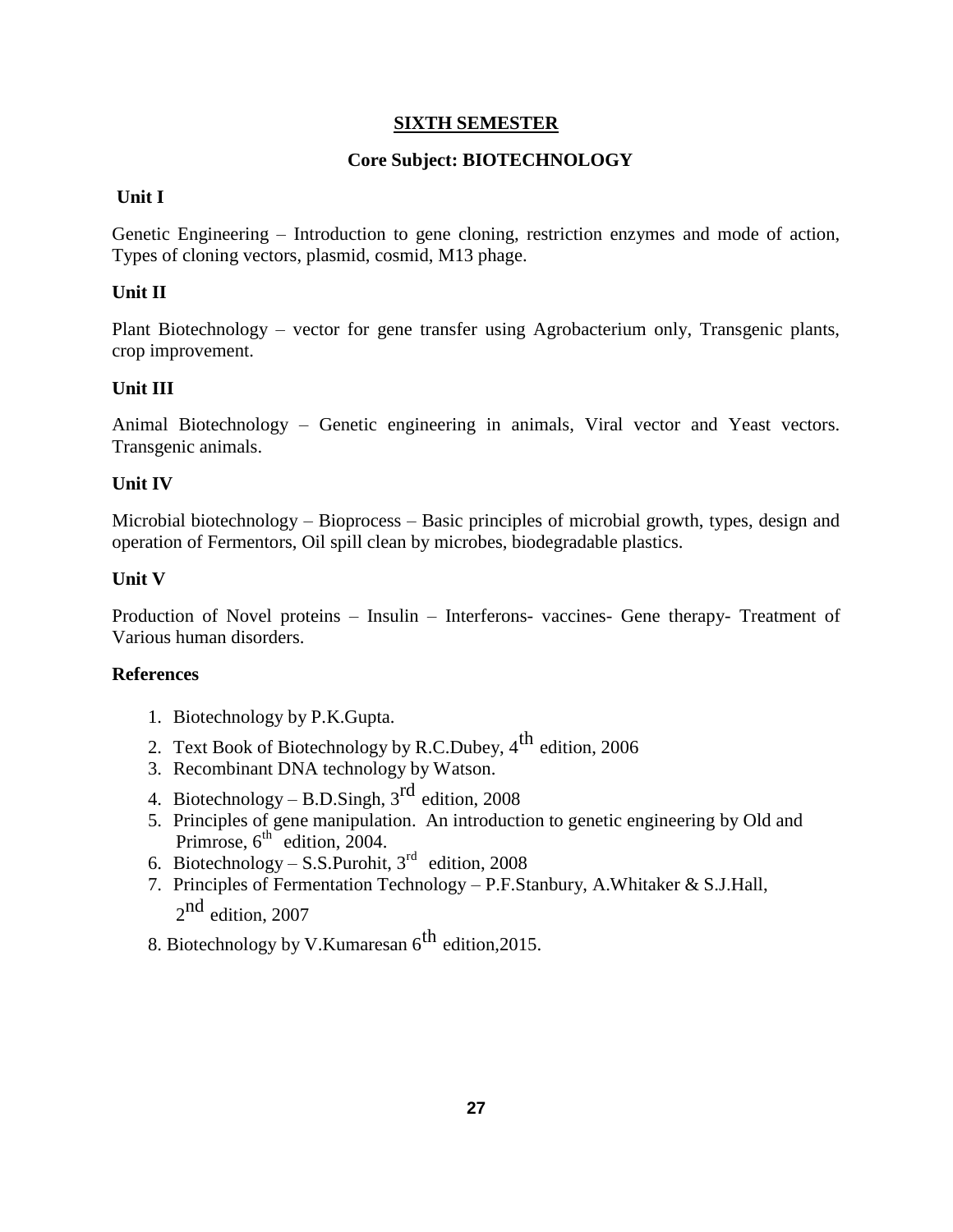## SIXTH SEMESTER

### Core Subject: BIOTECHNOLOGY

**Unit I**

Genetic Engineering – Introduction to gene cloning, restriction enzymes and mode of action, Types of cloning vectors, plasmid, cosmid, M13 phage.

**Unit II**

Plant Biotechnology – vector for gene transfer using Agrobacterium only, Transgenic plants, crop improvement.

**Unit III**

Animal Biotechnology – Genetic engineering in animals, Viral vector and Yeast vectors. Transgenic animals.

**Unit IV**

Microbial biotechnology – Bioprocess – Basic principles of microbial growth, types, design and operation of Fermentors, Oil spill clean by microbes, biodegradable plastics.

**Unit V**

Production of Novel proteins – Insulin – Interferons- vaccines- Gene therapy- Treatment of Various human disorders.

**References**

1. Biotechnology by P.K.Gupta.
2. Text Book of Biotechnology by R.C.Dubey, 4th edition, 2006
3. Recombinant DNA technology by Watson.
4. Biotechnology – B.D.Singh, 3rd edition, 2008
5. Principles of gene manipulation. An introduction to genetic engineering by Old and Primrose, 6th edition, 2004.
6. Biotechnology – S.S.Purohit, 3rd edition, 2008
7. Principles of Fermentation Technology – P.F.Stanbury, A.Whitaker & S.J.Hall, 2nd edition, 2007
8. Biotechnology by V.Kumaresan 6th edition,2015.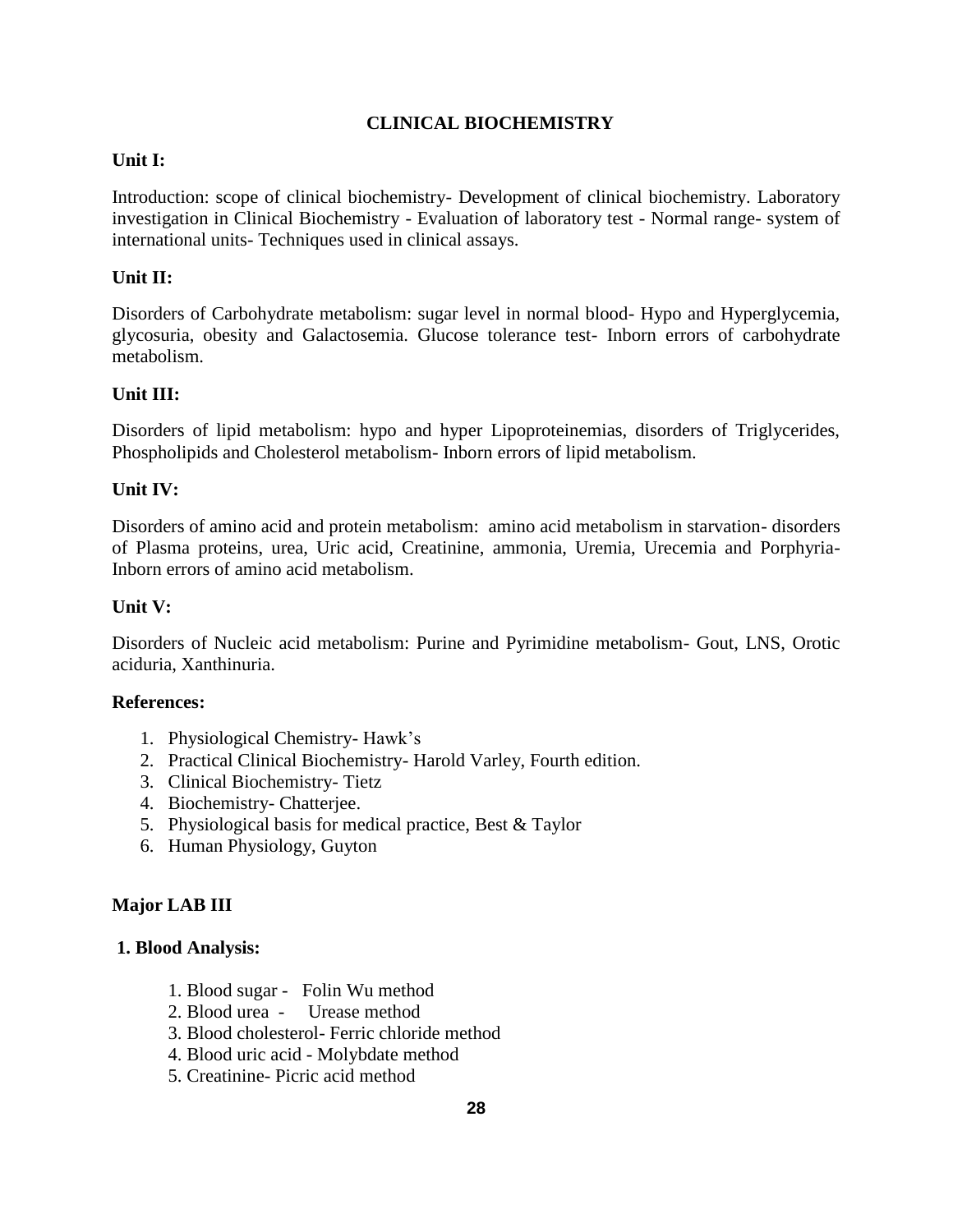# CLINICAL BIOCHEMISTRY

**Unit I:**

Introduction: scope of clinical biochemistry- Development of clinical biochemistry. Laboratory investigation in Clinical Biochemistry - Evaluation of laboratory test - Normal range- system of international units- Techniques used in clinical assays.

**Unit II:**

Disorders of Carbohydrate metabolism: sugar level in normal blood- Hypo and Hyperglycemia, glycosuria, obesity and Galactosemia. Glucose tolerance test- Inborn errors of carbohydrate metabolism.

**Unit III:**

Disorders of lipid metabolism: hypo and hyper Lipoproteinemias, disorders of Triglycerides, Phospholipids and Cholesterol metabolism- Inborn errors of lipid metabolism.

**Unit IV:**

Disorders of amino acid and protein metabolism: amino acid metabolism in starvation- disorders of Plasma proteins, urea, Uric acid, Creatinine, ammonia, Uremia, Urecemia and Porphyria- Inborn errors of amino acid metabolism.

**Unit V:**

Disorders of Nucleic acid metabolism: Purine and Pyrimidine metabolism- Gout, LNS, Orotic aciduria, Xanthinuria.

**References:**

1. Physiological Chemistry- Hawk's
2. Practical Clinical Biochemistry- Harold Varley, Fourth edition.
3. Clinical Biochemistry- Tietz
4. Biochemistry- Chatterjee.
5. Physiological basis for medical practice, Best & Taylor
6. Human Physiology, Guyton

## Major LAB III

**1. Blood Analysis:**

1. Blood sugar - Folin Wu method
2. Blood urea - Urease method
3. Blood cholesterol- Ferric chloride method
4. Blood uric acid - Molybdate method
5. Creatinine- Picric acid method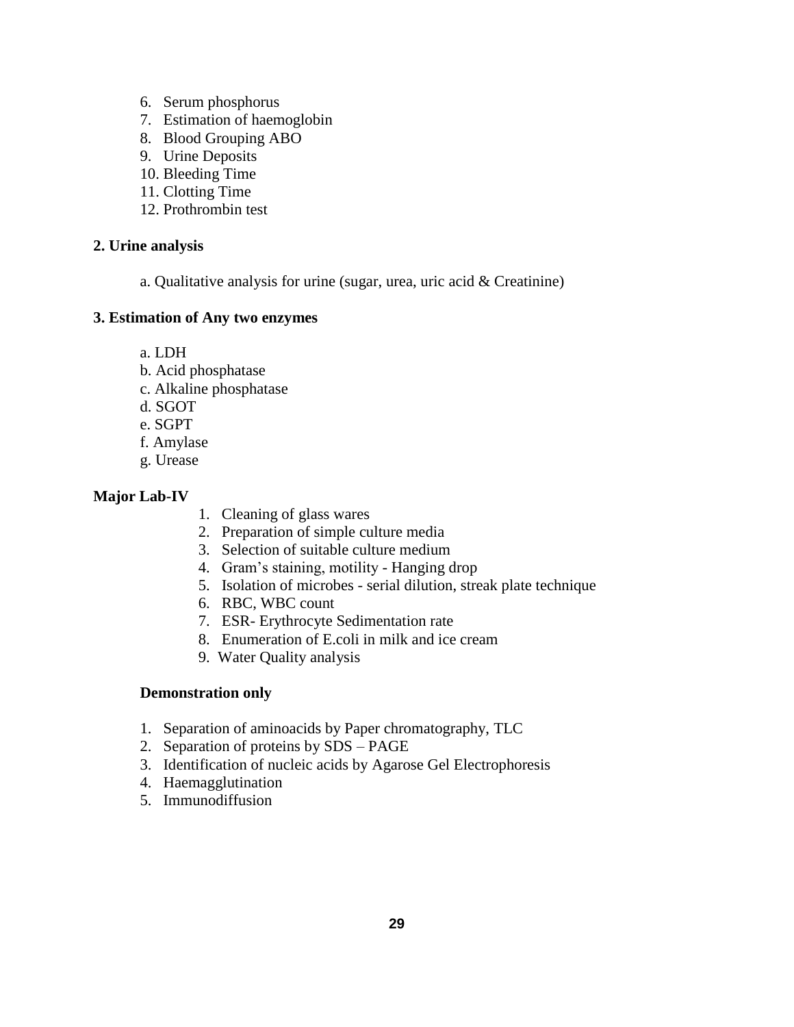6. Serum phosphorus
7. Estimation of haemoglobin
8. Blood Grouping ABO
9. Urine Deposits
10. Bleeding Time
11. Clotting Time
12. Prothrombin test

**2. Urine analysis**

a. Qualitative analysis for urine (sugar, urea, uric acid & Creatinine)

**3. Estimation of Any two enzymes**

a. LDH
b. Acid phosphatase
c. Alkaline phosphatase
d. SGOT
e. SGPT
f. Amylase
g. Urease

**Major Lab-IV**

1. Cleaning of glass wares
2. Preparation of simple culture media
3. Selection of suitable culture medium
4. Gram's staining, motility - Hanging drop
5. Isolation of microbes - serial dilution, streak plate technique
6. RBC, WBC count
7. ESR- Erythrocyte Sedimentation rate
8. Enumeration of E.coli in milk and ice cream
9. Water Quality analysis

**Demonstration only**

1. Separation of aminoacids by Paper chromatography, TLC
2. Separation of proteins by SDS – PAGE
3. Identification of nucleic acids by Agarose Gel Electrophoresis
4. Haemagglutination
5. Immunodiffusion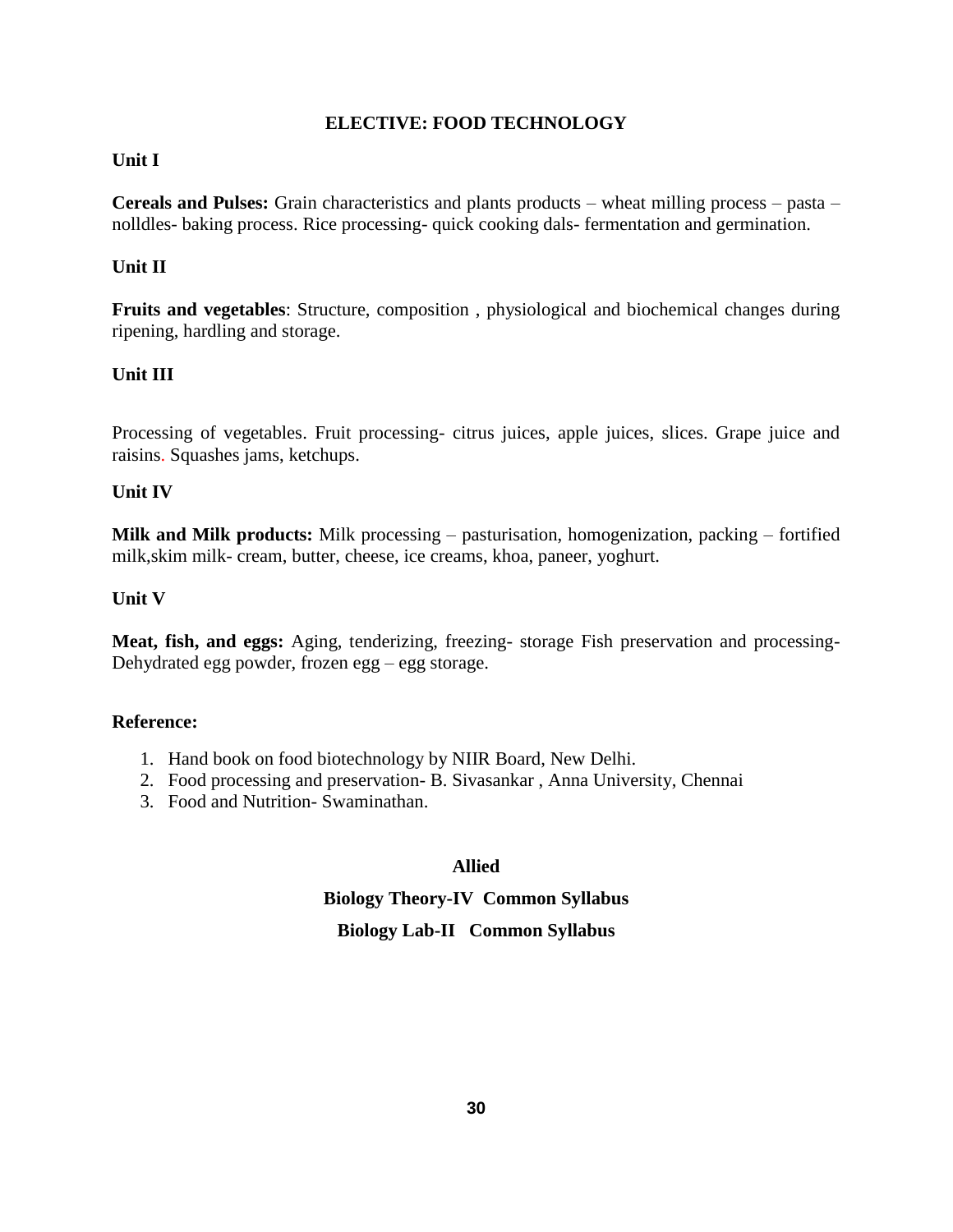## ELECTIVE: FOOD TECHNOLOGY

### Unit I

**Cereals and Pulses:** Grain characteristics and plants products – wheat milling process – pasta – nolldles- baking process. Rice processing- quick cooking dals- fermentation and germination.

### Unit II

**Fruits and vegetables**: Structure, composition , physiological and biochemical changes during ripening, hardling and storage.

### Unit III

Processing of vegetables. Fruit processing- citrus juices, apple juices, slices. Grape juice and raisins. Squashes jams, ketchups.

### Unit IV

**Milk and Milk products:** Milk processing – pasturisation, homogenization, packing – fortified milk,skim milk- cream, butter, cheese, ice creams, khoa, paneer, yoghurt.

### Unit V

**Meat, fish, and eggs:** Aging, tenderizing, freezing- storage Fish preservation and processing- Dehydrated egg powder, frozen egg – egg storage.

**Reference:**

1. Hand book on food biotechnology by NIIR Board, New Delhi.
2. Food processing and preservation- B. Sivasankar , Anna University, Chennai
3. Food and Nutrition- Swaminathan.

**Allied**

**Biology Theory-IV Common Syllabus**

**Biology Lab-II Common Syllabus**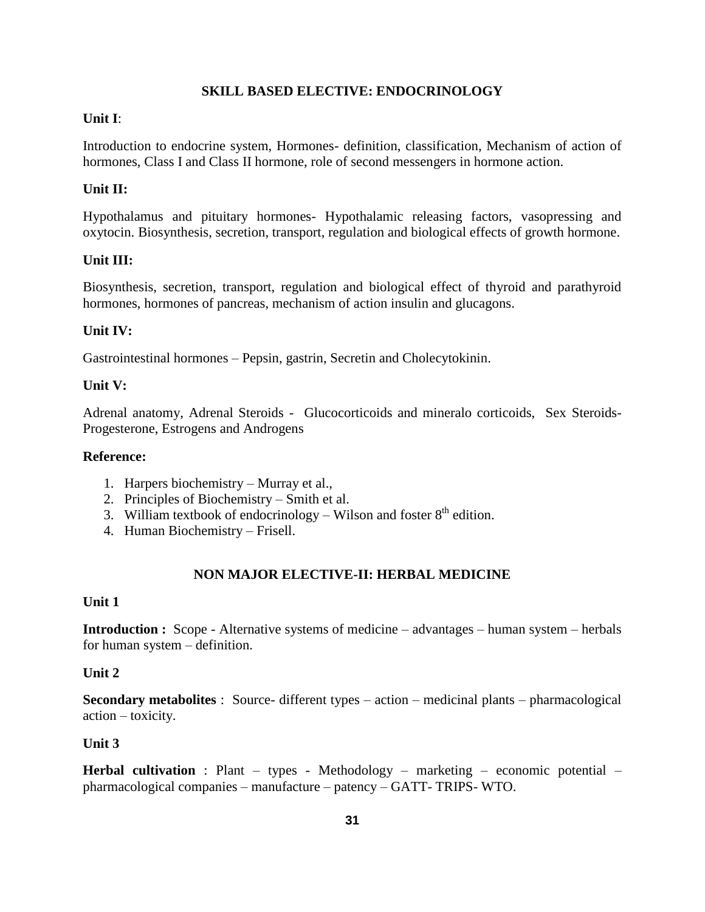## SKILL BASED ELECTIVE: ENDOCRINOLOGY

**Unit I**:

Introduction to endocrine system, Hormones- definition, classification, Mechanism of action of hormones, Class I and Class II hormone, role of second messengers in hormone action.

**Unit II:**

Hypothalamus and pituitary hormones- Hypothalamic releasing factors, vasopressing and oxytocin. Biosynthesis, secretion, transport, regulation and biological effects of growth hormone.

**Unit III:**

Biosynthesis, secretion, transport, regulation and biological effect of thyroid and parathyroid hormones, hormones of pancreas, mechanism of action insulin and glucagons.

**Unit IV:**

Gastrointestinal hormones – Pepsin, gastrin, Secretin and Cholecytokinin.

**Unit V:**

Adrenal anatomy, Adrenal Steroids - Glucocorticoids and mineralo corticoids, Sex Steroids- Progesterone, Estrogens and Androgens

**Reference:**

1. Harpers biochemistry – Murray et al.,
2. Principles of Biochemistry – Smith et al.
3. William textbook of endocrinology – Wilson and foster 8$^{th}$ edition.
4. Human Biochemistry – Frisell.

## NON MAJOR ELECTIVE-II: HERBAL MEDICINE

**Unit 1**

**Introduction :** Scope - Alternative systems of medicine – advantages – human system – herbals for human system – definition.

**Unit 2**

**Secondary metabolites** : Source- different types – action – medicinal plants – pharmacological action – toxicity.

**Unit 3**

**Herbal cultivation** : Plant – types - Methodology – marketing – economic potential – pharmacological companies – manufacture – patency – GATT- TRIPS- WTO.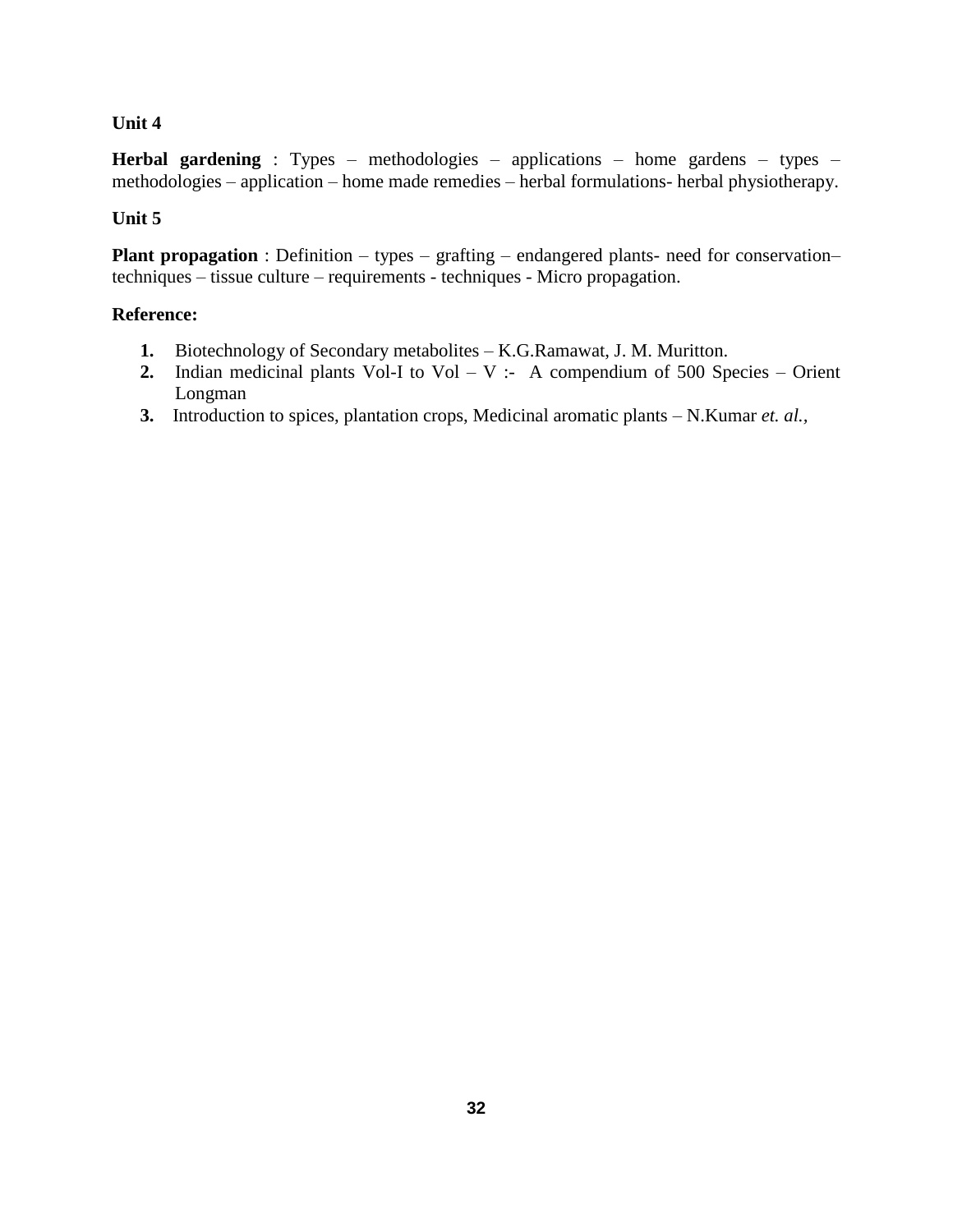**Unit 4**

**Herbal gardening** : Types – methodologies – applications – home gardens – types – methodologies – application – home made remedies – herbal formulations- herbal physiotherapy.

**Unit 5**

**Plant propagation** : Definition – types – grafting – endangered plants- need for conservation– techniques – tissue culture – requirements - techniques - Micro propagation.

**Reference:**

1. Biotechnology of Secondary metabolites – K.G.Ramawat, J. M. Muritton.
2. Indian medicinal plants Vol-I to Vol – V :- A compendium of 500 Species – Orient Longman
3. Introduction to spices, plantation crops, Medicinal aromatic plants – N.Kumar *et. al.,*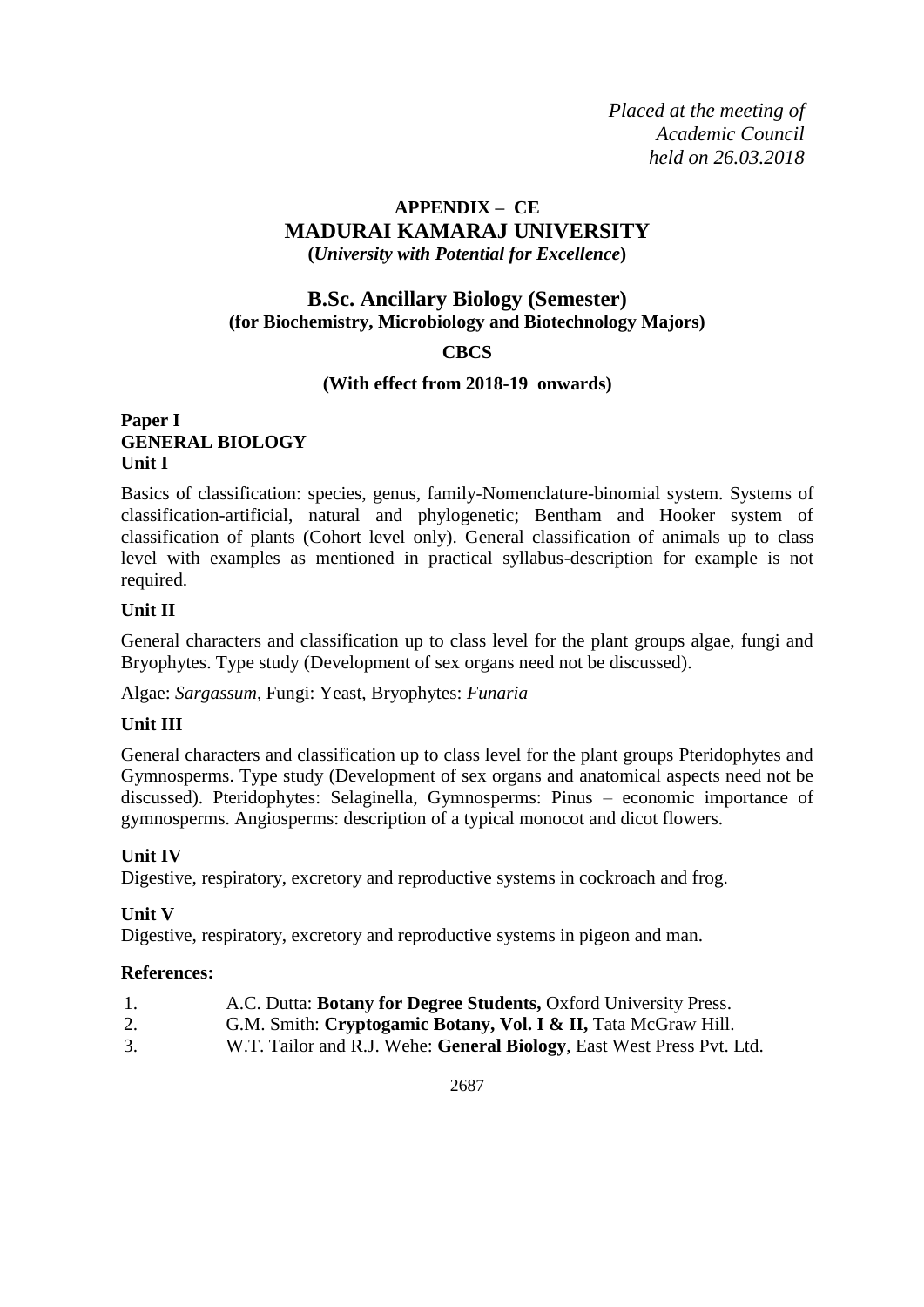*Placed at the meeting of*
*Academic Council*
*held on 26.03.2018*

**APPENDIX – CE**

# MADURAI KAMARAJ UNIVERSITY

**(*University with Potential for Excellence*)**

## B.Sc. Ancillary Biology (Semester)

**(for Biochemistry, Microbiology and Biotechnology Majors)**

**CBCS**

**(With effect from 2018-19 onwards)**

### Paper I
### GENERAL BIOLOGY

**Unit I**

Basics of classification: species, genus, family-Nomenclature-binomial system. Systems of classification-artificial, natural and phylogenetic; Bentham and Hooker system of classification of plants (Cohort level only). General classification of animals up to class level with examples as mentioned in practical syllabus-description for example is not required.

**Unit II**

General characters and classification up to class level for the plant groups algae, fungi and Bryophytes. Type study (Development of sex organs need not be discussed).

Algae: *Sargassum*, Fungi: Yeast, Bryophytes: *Funaria*

**Unit III**

General characters and classification up to class level for the plant groups Pteridophytes and Gymnosperms. Type study (Development of sex organs and anatomical aspects need not be discussed). Pteridophytes: Selaginella, Gymnosperms: Pinus – economic importance of gymnosperms. Angiosperms: description of a typical monocot and dicot flowers.

**Unit IV**

Digestive, respiratory, excretory and reproductive systems in cockroach and frog.

**Unit V**

Digestive, respiratory, excretory and reproductive systems in pigeon and man.

**References:**

1. A.C. Dutta: **Botany for Degree Students,** Oxford University Press.
2. G.M. Smith: **Cryptogamic Botany, Vol. I & II,** Tata McGraw Hill.
3. W.T. Tailor and R.J. Wehe: **General Biology**, East West Press Pvt. Ltd.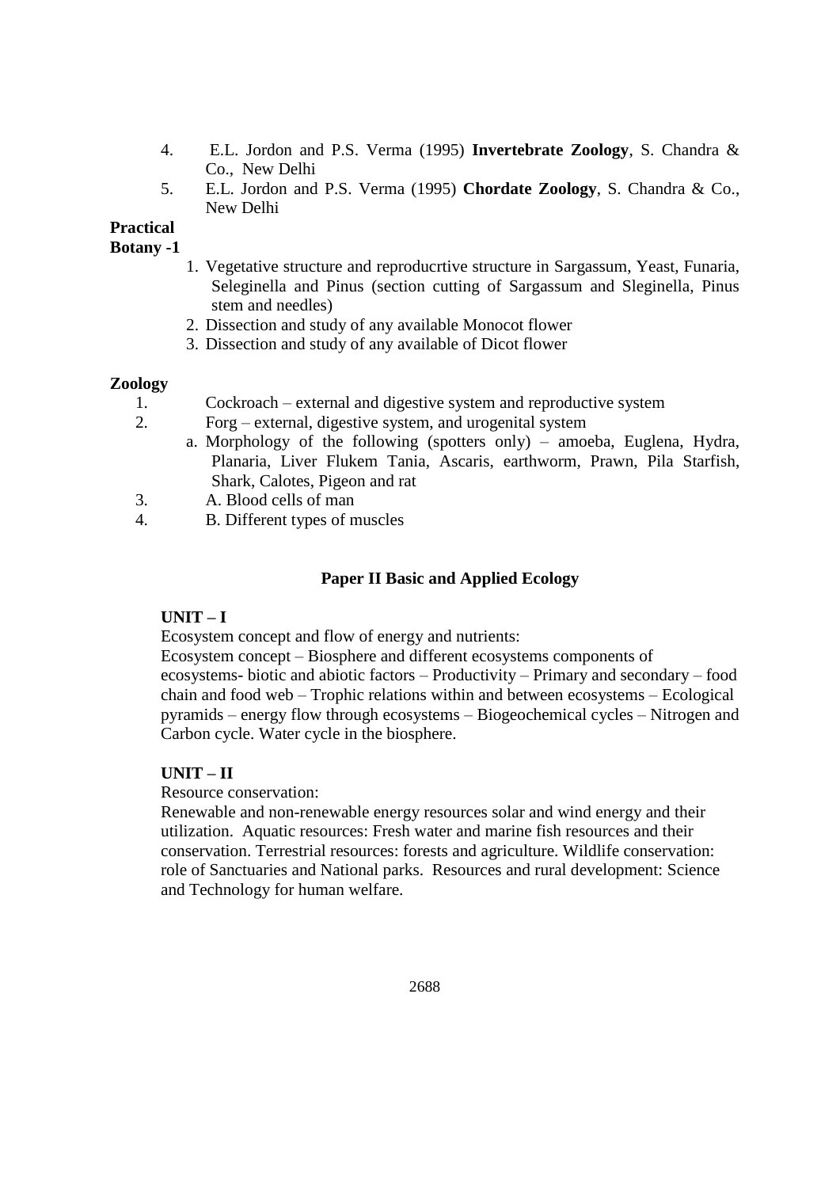4. E.L. Jordon and P.S. Verma (1995) **Invertebrate Zoology**, S. Chandra & Co., New Delhi
5. E.L. Jordon and P.S. Verma (1995) **Chordate Zoology**, S. Chandra & Co., New Delhi

**Practical**

**Botany -1**

1. Vegetative structure and reproducrtive structure in Sargassum, Yeast, Funaria, Seleginella and Pinus (section cutting of Sargassum and Sleginella, Pinus stem and needles)
2. Dissection and study of any available Monocot flower
3. Dissection and study of any available of Dicot flower

**Zoology**

1. Cockroach – external and digestive system and reproductive system
2. Forg – external, digestive system, and urogenital system
   a. Morphology of the following (spotters only) – amoeba, Euglena, Hydra, Planaria, Liver Flukem Tania, Ascaris, earthworm, Prawn, Pila Starfish, Shark, Calotes, Pigeon and rat
3. A. Blood cells of man
4. B. Different types of muscles

## Paper II Basic and Applied Ecology

**UNIT – I**

Ecosystem concept and flow of energy and nutrients:

Ecosystem concept – Biosphere and different ecosystems components of ecosystems- biotic and abiotic factors – Productivity – Primary and secondary – food chain and food web – Trophic relations within and between ecosystems – Ecological pyramids – energy flow through ecosystems – Biogeochemical cycles – Nitrogen and Carbon cycle. Water cycle in the biosphere.

**UNIT – II**

Resource conservation:

Renewable and non-renewable energy resources solar and wind energy and their utilization. Aquatic resources: Fresh water and marine fish resources and their conservation. Terrestrial resources: forests and agriculture. Wildlife conservation: role of Sanctuaries and National parks. Resources and rural development: Science and Technology for human welfare.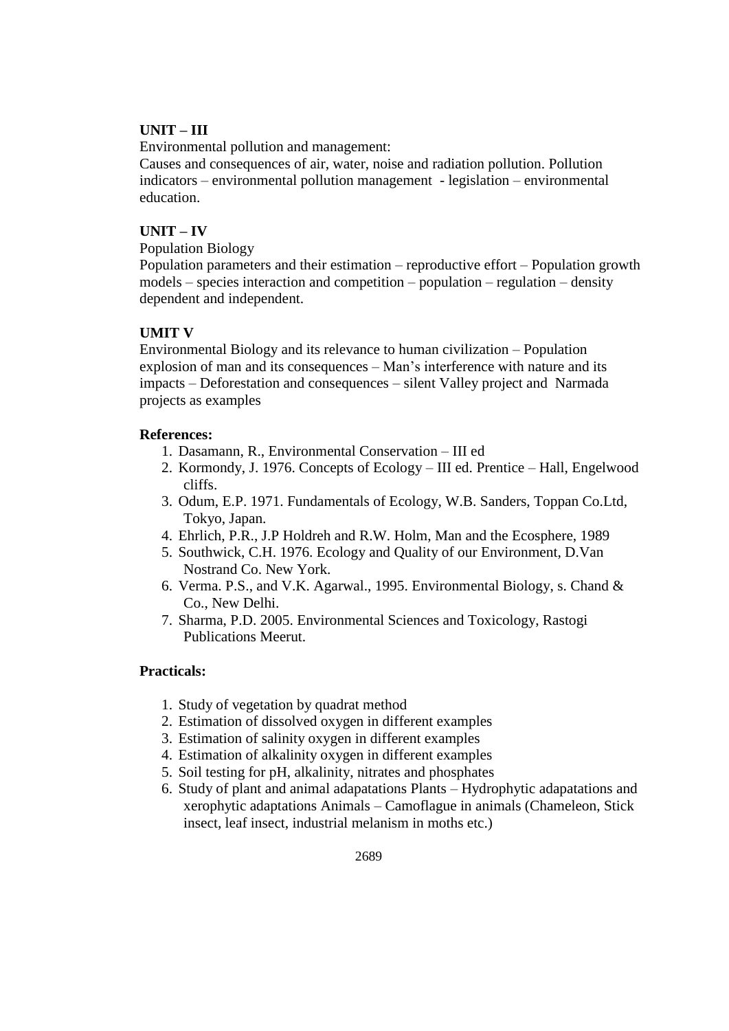**UNIT – III**

Environmental pollution and management:

Causes and consequences of air, water, noise and radiation pollution. Pollution indicators – environmental pollution management - legislation – environmental education.

**UNIT – IV**

Population Biology

Population parameters and their estimation – reproductive effort – Population growth models – species interaction and competition – population – regulation – density dependent and independent.

**UMIT V**

Environmental Biology and its relevance to human civilization – Population explosion of man and its consequences – Man's interference with nature and its impacts – Deforestation and consequences – silent Valley project and Narmada projects as examples

**References:**

1. Dasamann, R., Environmental Conservation – III ed
2. Kormondy, J. 1976. Concepts of Ecology – III ed. Prentice – Hall, Engelwood cliffs.
3. Odum, E.P. 1971. Fundamentals of Ecology, W.B. Sanders, Toppan Co.Ltd, Tokyo, Japan.
4. Ehrlich, P.R., J.P Holdreh and R.W. Holm, Man and the Ecosphere, 1989
5. Southwick, C.H. 1976. Ecology and Quality of our Environment, D.Van Nostrand Co. New York.
6. Verma. P.S., and V.K. Agarwal., 1995. Environmental Biology, s. Chand & Co., New Delhi.
7. Sharma, P.D. 2005. Environmental Sciences and Toxicology, Rastogi Publications Meerut.

**Practicals:**

1. Study of vegetation by quadrat method
2. Estimation of dissolved oxygen in different examples
3. Estimation of salinity oxygen in different examples
4. Estimation of alkalinity oxygen in different examples
5. Soil testing for pH, alkalinity, nitrates and phosphates
6. Study of plant and animal adapatations Plants – Hydrophytic adapatations and xerophytic adaptations Animals – Camoflague in animals (Chameleon, Stick insect, leaf insect, industrial melanism in moths etc.)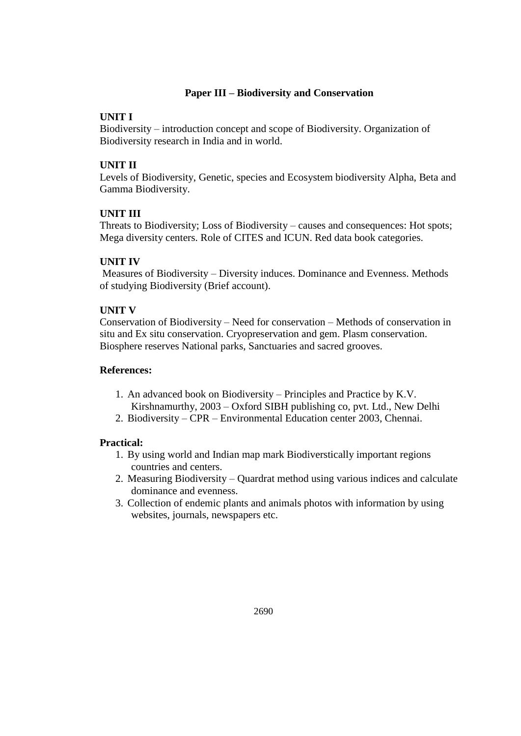## Paper III – Biodiversity and Conservation

**UNIT I**

Biodiversity – introduction concept and scope of Biodiversity. Organization of Biodiversity research in India and in world.

**UNIT II**

Levels of Biodiversity, Genetic, species and Ecosystem biodiversity Alpha, Beta and Gamma Biodiversity.

**UNIT III**

Threats to Biodiversity; Loss of Biodiversity – causes and consequences: Hot spots; Mega diversity centers. Role of CITES and ICUN. Red data book categories.

**UNIT IV**

Measures of Biodiversity – Diversity induces. Dominance and Evenness. Methods of studying Biodiversity (Brief account).

**UNIT V**

Conservation of Biodiversity – Need for conservation – Methods of conservation in situ and Ex situ conservation. Cryopreservation and gem. Plasm conservation. Biosphere reserves National parks, Sanctuaries and sacred grooves.

**References:**

1. An advanced book on Biodiversity – Principles and Practice by K.V. Kirshnamurthy, 2003 – Oxford SIBH publishing co, pvt. Ltd., New Delhi
2. Biodiversity – CPR – Environmental Education center 2003, Chennai.

**Practical:**

1. By using world and Indian map mark Biodiverstically important regions countries and centers.
2. Measuring Biodiversity – Quardrat method using various indices and calculate dominance and evenness.
3. Collection of endemic plants and animals photos with information by using websites, journals, newspapers etc.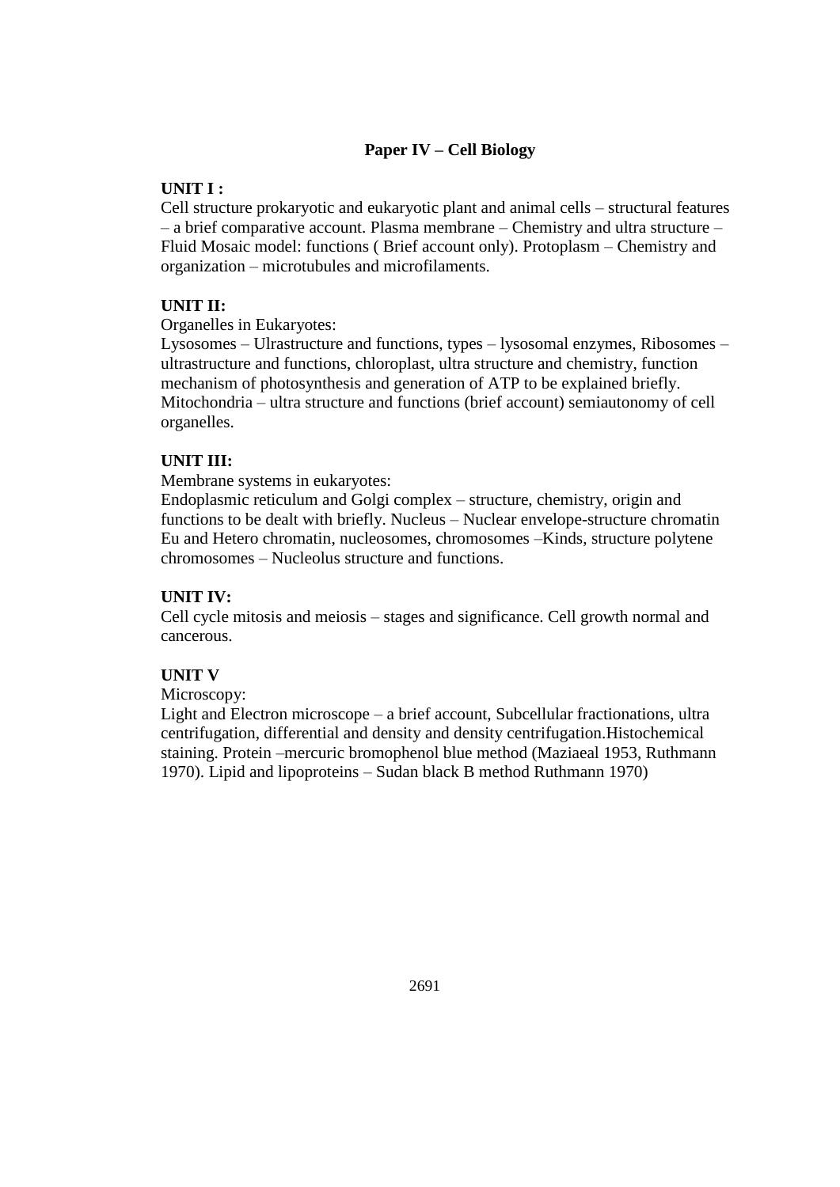## Paper IV – Cell Biology

**UNIT I :**

Cell structure prokaryotic and eukaryotic plant and animal cells – structural features – a brief comparative account. Plasma membrane – Chemistry and ultra structure – Fluid Mosaic model: functions ( Brief account only). Protoplasm – Chemistry and organization – microtubules and microfilaments.

**UNIT II:**

Organelles in Eukaryotes:

Lysosomes – Ulrastructure and functions, types – lysosomal enzymes, Ribosomes – ultrastructure and functions, chloroplast, ultra structure and chemistry, function mechanism of photosynthesis and generation of ATP to be explained briefly. Mitochondria – ultra structure and functions (brief account) semiautonomy of cell organelles.

**UNIT III:**

Membrane systems in eukaryotes:

Endoplasmic reticulum and Golgi complex – structure, chemistry, origin and functions to be dealt with briefly. Nucleus – Nuclear envelope-structure chromatin Eu and Hetero chromatin, nucleosomes, chromosomes –Kinds, structure polytene chromosomes – Nucleolus structure and functions.

**UNIT IV:**

Cell cycle mitosis and meiosis – stages and significance. Cell growth normal and cancerous.

**UNIT V**

Microscopy:

Light and Electron microscope – a brief account, Subcellular fractionations, ultra centrifugation, differential and density and density centrifugation.Histochemical staining. Protein –mercuric bromophenol blue method (Maziaeal 1953, Ruthmann 1970). Lipid and lipoproteins – Sudan black B method Ruthmann 1970)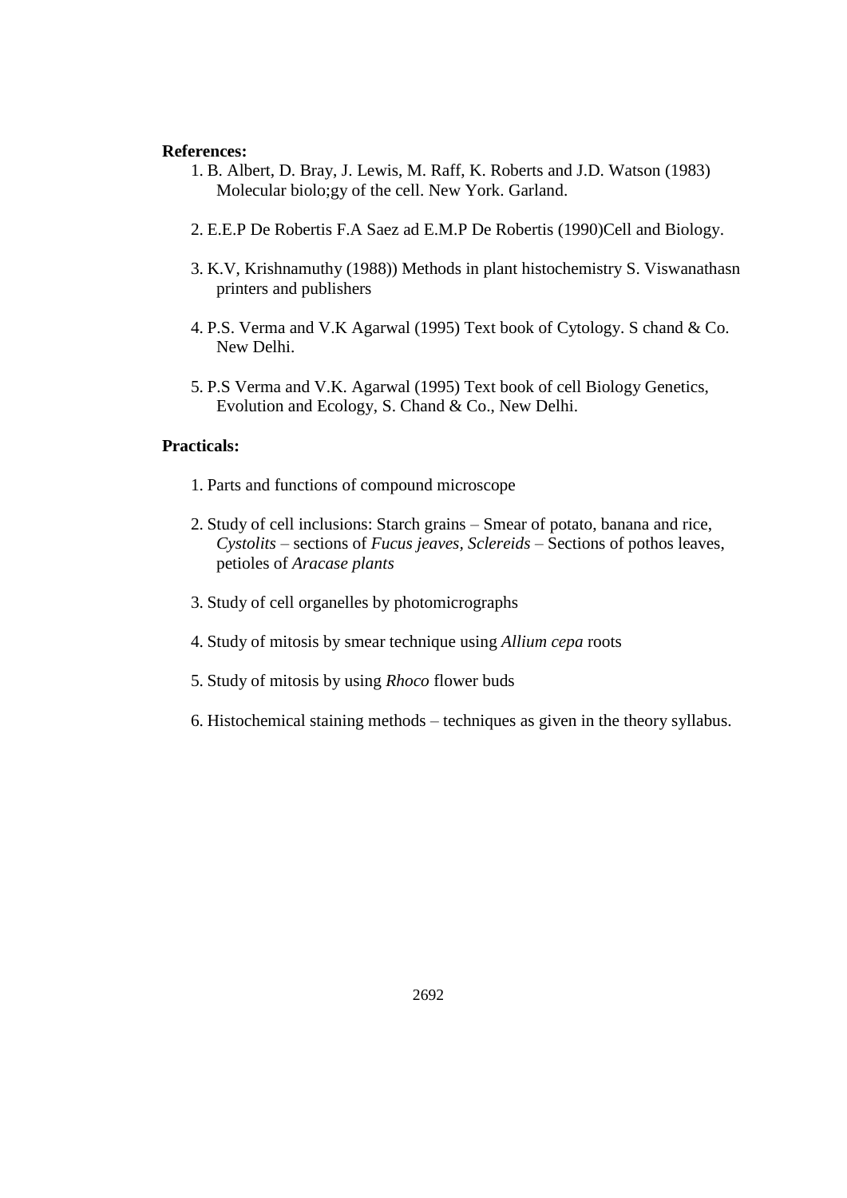**References:**

1. B. Albert, D. Bray, J. Lewis, M. Raff, K. Roberts and J.D. Watson (1983) Molecular biolo;gy of the cell. New York. Garland.

2. E.E.P De Robertis F.A Saez ad E.M.P De Robertis (1990)Cell and Biology.

3. K.V, Krishnamuthy (1988)) Methods in plant histochemistry S. Viswanathasn printers and publishers

4. P.S. Verma and V.K Agarwal (1995) Text book of Cytology. S chand & Co. New Delhi.

5. P.S Verma and V.K. Agarwal (1995) Text book of cell Biology Genetics, Evolution and Ecology, S. Chand & Co., New Delhi.

**Practicals:**

1. Parts and functions of compound microscope

2. Study of cell inclusions: Starch grains – Smear of potato, banana and rice, *Cystolits* – sections of *Fucus jeaves, Sclereids* – Sections of pothos leaves, petioles of *Aracase plants*

3. Study of cell organelles by photomicrographs

4. Study of mitosis by smear technique using *Allium cepa* roots

5. Study of mitosis by using *Rhoco* flower buds

6. Histochemical staining methods – techniques as given in the theory syllabus.